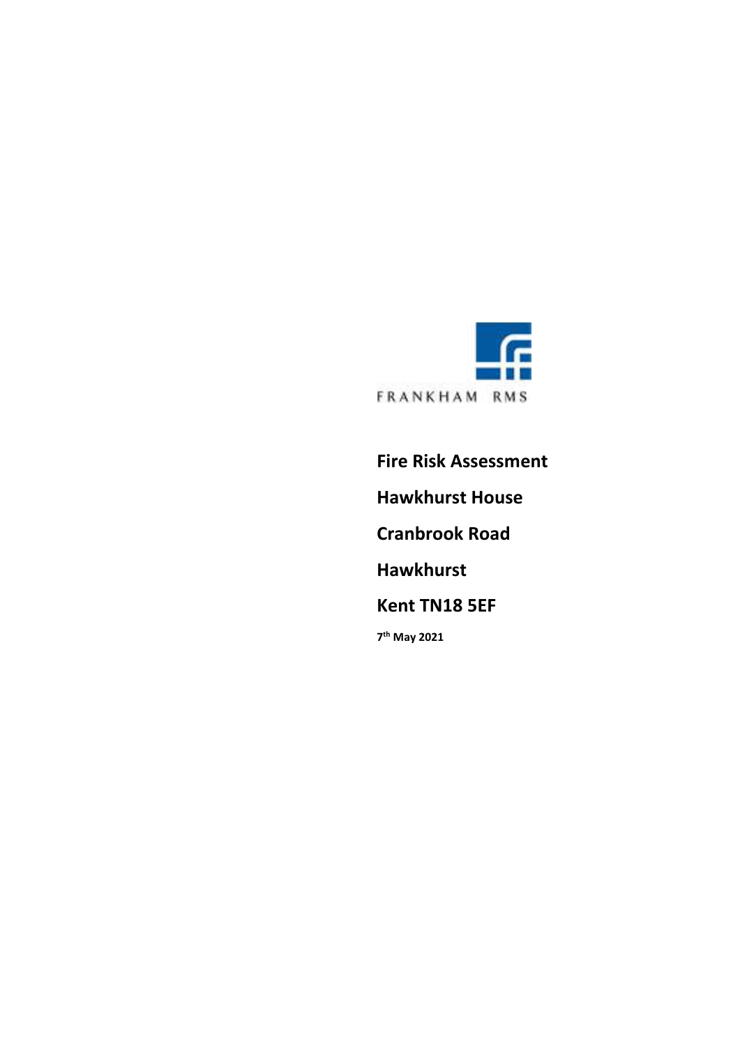FRANKHAM RMS

**Fire Risk Assessment**

**Hawkhurst House**

**Cranbrook Road**

**Hawkhurst**

**Kent TN18 5EF**

**7th May 2021**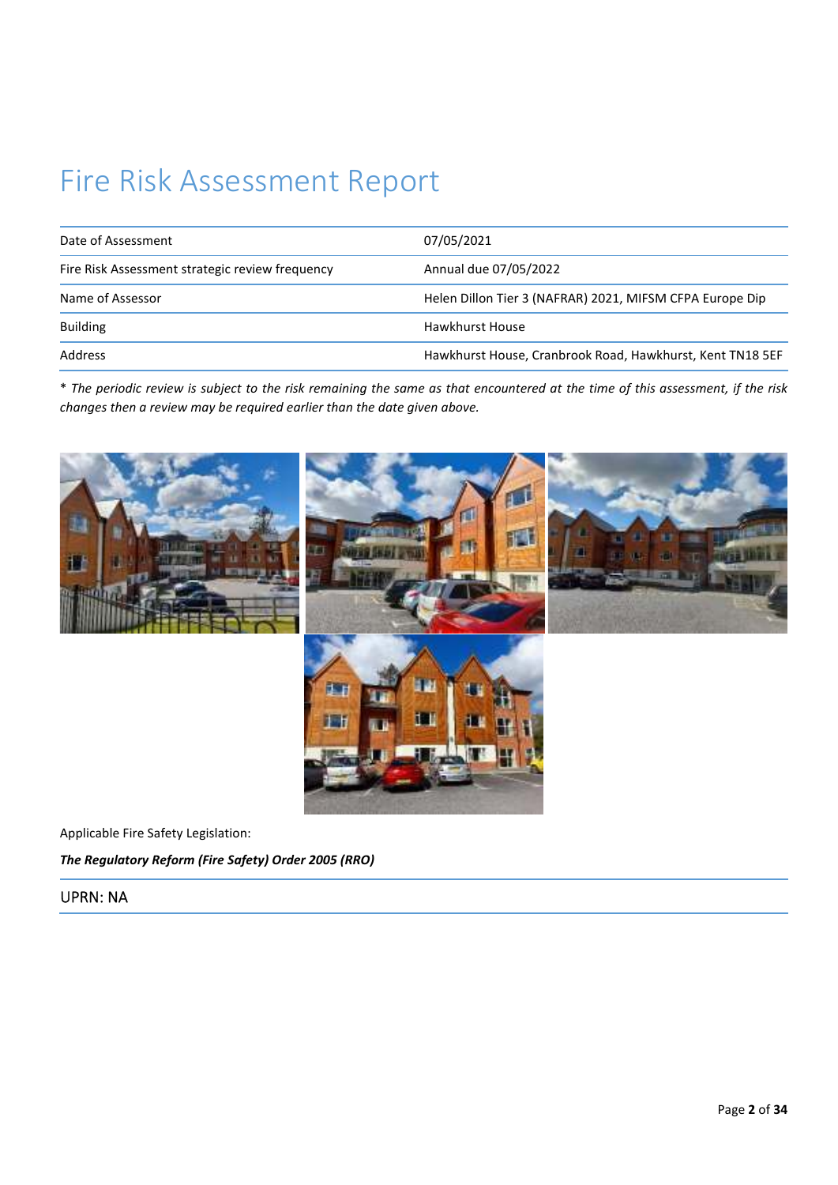# Fire Risk Assessment Report

| | |
|---|---|
| Date of Assessment | 07/05/2021 |
| Fire Risk Assessment strategic review frequency | Annual due 07/05/2022 |
| Name of Assessor | Helen Dillon Tier 3 (NAFRAR) 2021, MIFSM CFPA Europe Dip |
| Building | Hawkhurst House |
| Address | Hawkhurst House, Cranbrook Road, Hawkhurst, Kent TN18 5EF |

* *The periodic review is subject to the risk remaining the same as that encountered at the time of this assessment, if the risk changes then a review may be required earlier than the date given above.*

Applicable Fire Safety Legislation:

***The Regulatory Reform (Fire Safety) Order 2005 (RRO)***

## UPRN: NA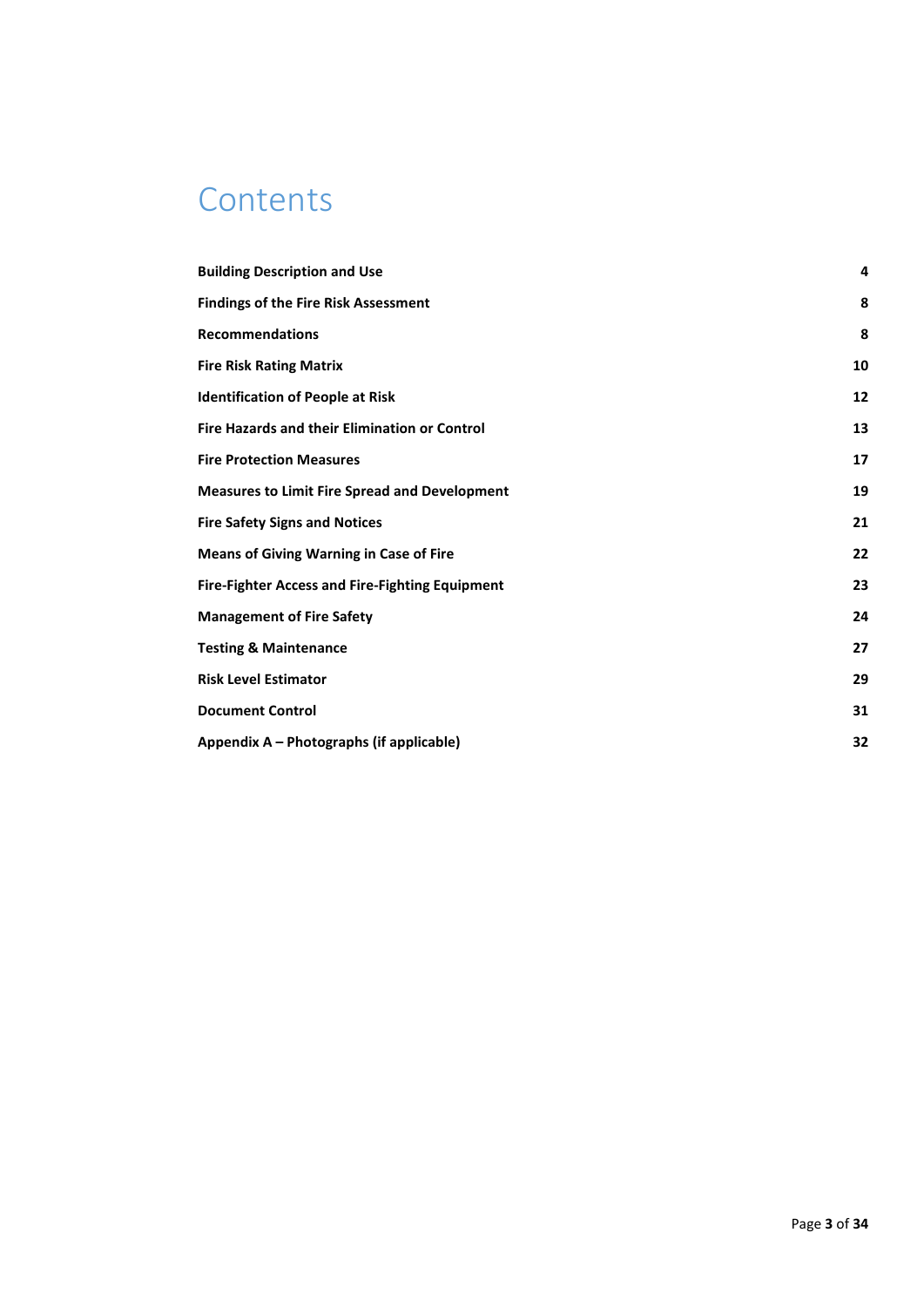# Contents

| | |
|---|---|
| **Building Description and Use** | **4** |
| **Findings of the Fire Risk Assessment** | **8** |
| **Recommendations** | **8** |
| **Fire Risk Rating Matrix** | **10** |
| **Identification of People at Risk** | **12** |
| **Fire Hazards and their Elimination or Control** | **13** |
| **Fire Protection Measures** | **17** |
| **Measures to Limit Fire Spread and Development** | **19** |
| **Fire Safety Signs and Notices** | **21** |
| **Means of Giving Warning in Case of Fire** | **22** |
| **Fire-Fighter Access and Fire-Fighting Equipment** | **23** |
| **Management of Fire Safety** | **24** |
| **Testing & Maintenance** | **27** |
| **Risk Level Estimator** | **29** |
| **Document Control** | **31** |
| **Appendix A – Photographs (if applicable)** | **32** |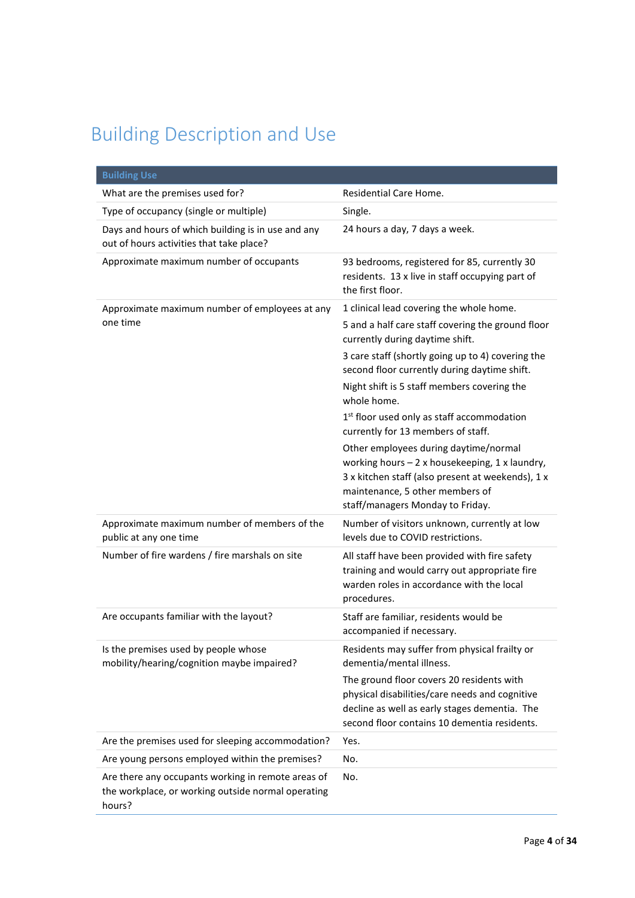# Building Description and Use

| Building Use | |
|---|---|
| What are the premises used for? | Residential Care Home. |
| Type of occupancy (single or multiple) | Single. |
| Days and hours of which building is in use and any out of hours activities that take place? | 24 hours a day, 7 days a week. |
| Approximate maximum number of occupants | 93 bedrooms, registered for 85, currently 30 residents. 13 x live in staff occupying part of the first floor. |
| Approximate maximum number of employees at any one time | 1 clinical lead covering the whole home.<br>5 and a half care staff covering the ground floor currently during daytime shift.<br>3 care staff (shortly going up to 4) covering the second floor currently during daytime shift.<br>Night shift is 5 staff members covering the whole home.<br>1st floor used only as staff accommodation currently for 13 members of staff.<br>Other employees during daytime/normal working hours – 2 x housekeeping, 1 x laundry, 3 x kitchen staff (also present at weekends), 1 x maintenance, 5 other members of staff/managers Monday to Friday. |
| Approximate maximum number of members of the public at any one time | Number of visitors unknown, currently at low levels due to COVID restrictions. |
| Number of fire wardens / fire marshals on site | All staff have been provided with fire safety training and would carry out appropriate fire warden roles in accordance with the local procedures. |
| Are occupants familiar with the layout? | Staff are familiar, residents would be accompanied if necessary. |
| Is the premises used by people whose mobility/hearing/cognition maybe impaired? | Residents may suffer from physical frailty or dementia/mental illness.<br>The ground floor covers 20 residents with physical disabilities/care needs and cognitive decline as well as early stages dementia. The second floor contains 10 dementia residents. |
| Are the premises used for sleeping accommodation? | Yes. |
| Are young persons employed within the premises? | No. |
| Are there any occupants working in remote areas of the workplace, or working outside normal operating hours? | No. |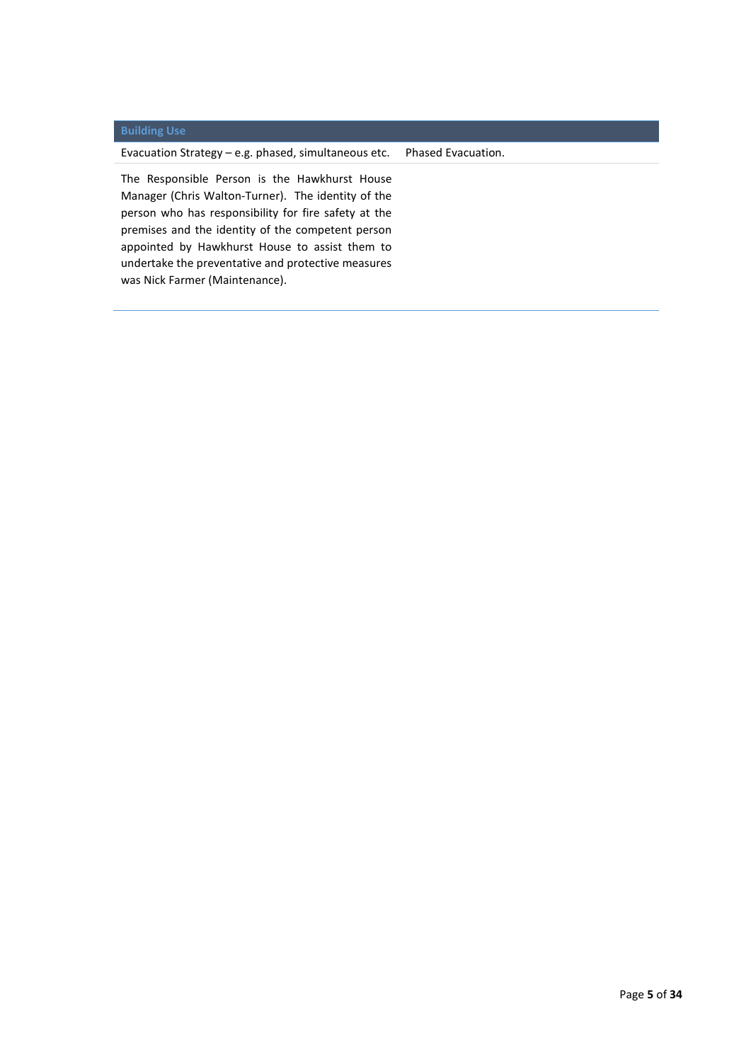| Building Use | |
|---|---|
| Evacuation Strategy – e.g. phased, simultaneous etc. | Phased Evacuation. |
| The Responsible Person is the Hawkhurst House Manager (Chris Walton-Turner). The identity of the person who has responsibility for fire safety at the premises and the identity of the competent person appointed by Hawkhurst House to assist them to undertake the preventative and protective measures was Nick Farmer (Maintenance). | |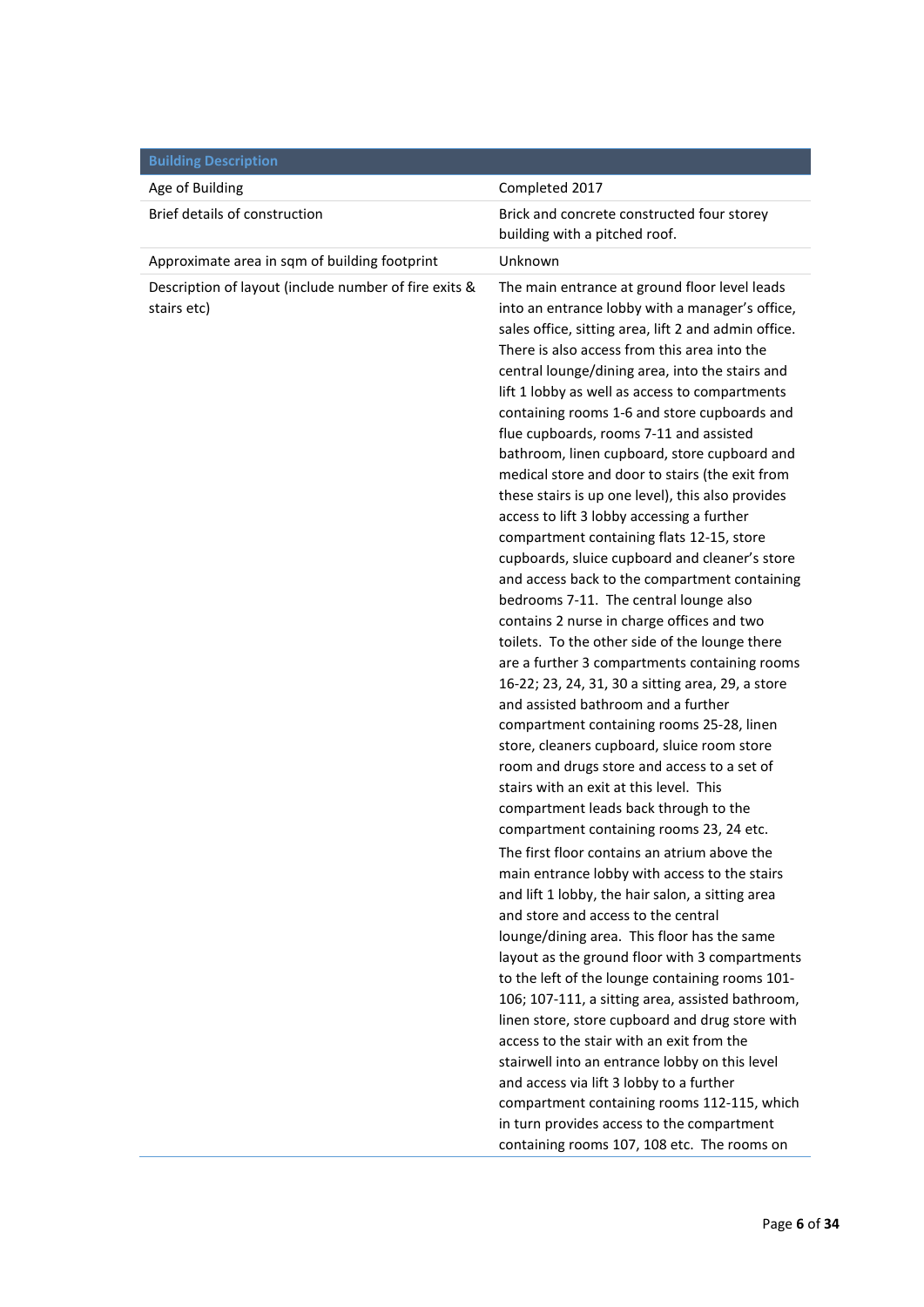| Building Description | |
|---|---|
| Age of Building | Completed 2017 |
| Brief details of construction | Brick and concrete constructed four storey building with a pitched roof. |
| Approximate area in sqm of building footprint | Unknown |
| Description of layout (include number of fire exits & stairs etc) | The main entrance at ground floor level leads into an entrance lobby with a manager's office, sales office, sitting area, lift 2 and admin office. There is also access from this area into the central lounge/dining area, into the stairs and lift 1 lobby as well as access to compartments containing rooms 1-6 and store cupboards and flue cupboards, rooms 7-11 and assisted bathroom, linen cupboard, store cupboard and medical store and door to stairs (the exit from these stairs is up one level), this also provides access to lift 3 lobby accessing a further compartment containing flats 12-15, store cupboards, sluice cupboard and cleaner's store and access back to the compartment containing bedrooms 7-11. The central lounge also contains 2 nurse in charge offices and two toilets. To the other side of the lounge there are a further 3 compartments containing rooms 16-22; 23, 24, 31, 30 a sitting area, 29, a store and assisted bathroom and a further compartment containing rooms 25-28, linen store, cleaners cupboard, sluice room store room and drugs store and access to a set of stairs with an exit at this level. This compartment leads back through to the compartment containing rooms 23, 24 etc.<br><br>The first floor contains an atrium above the main entrance lobby with access to the stairs and lift 1 lobby, the hair salon, a sitting area and store and access to the central lounge/dining area. This floor has the same layout as the ground floor with 3 compartments to the left of the lounge containing rooms 101-106; 107-111, a sitting area, assisted bathroom, linen store, store cupboard and drug store with access to the stair with an exit from the stairwell into an entrance lobby on this level and access via lift 3 lobby to a further compartment containing rooms 112-115, which in turn provides access to the compartment containing rooms 107, 108 etc. The rooms on |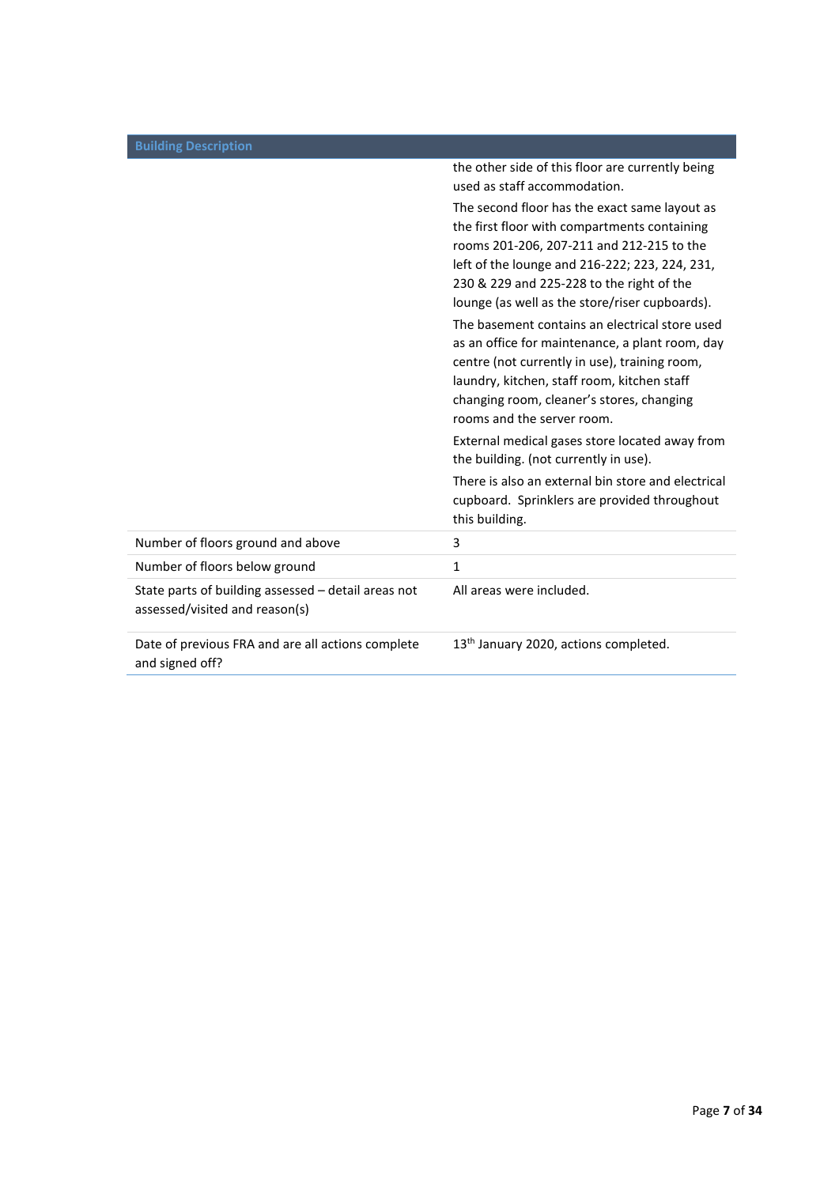| Building Description | |
|---|---|
| | the other side of this floor are currently being used as staff accommodation.<br><br>The second floor has the exact same layout as the first floor with compartments containing rooms 201-206, 207-211 and 212-215 to the left of the lounge and 216-222; 223, 224, 231, 230 & 229 and 225-228 to the right of the lounge (as well as the store/riser cupboards).<br><br>The basement contains an electrical store used as an office for maintenance, a plant room, day centre (not currently in use), training room, laundry, kitchen, staff room, kitchen staff changing room, cleaner's stores, changing rooms and the server room.<br><br>External medical gases store located away from the building. (not currently in use).<br><br>There is also an external bin store and electrical cupboard. Sprinklers are provided throughout this building. |
| Number of floors ground and above | 3 |
| Number of floors below ground | 1 |
| State parts of building assessed – detail areas not assessed/visited and reason(s) | All areas were included. |
| Date of previous FRA and are all actions complete and signed off? | 13th January 2020, actions completed. |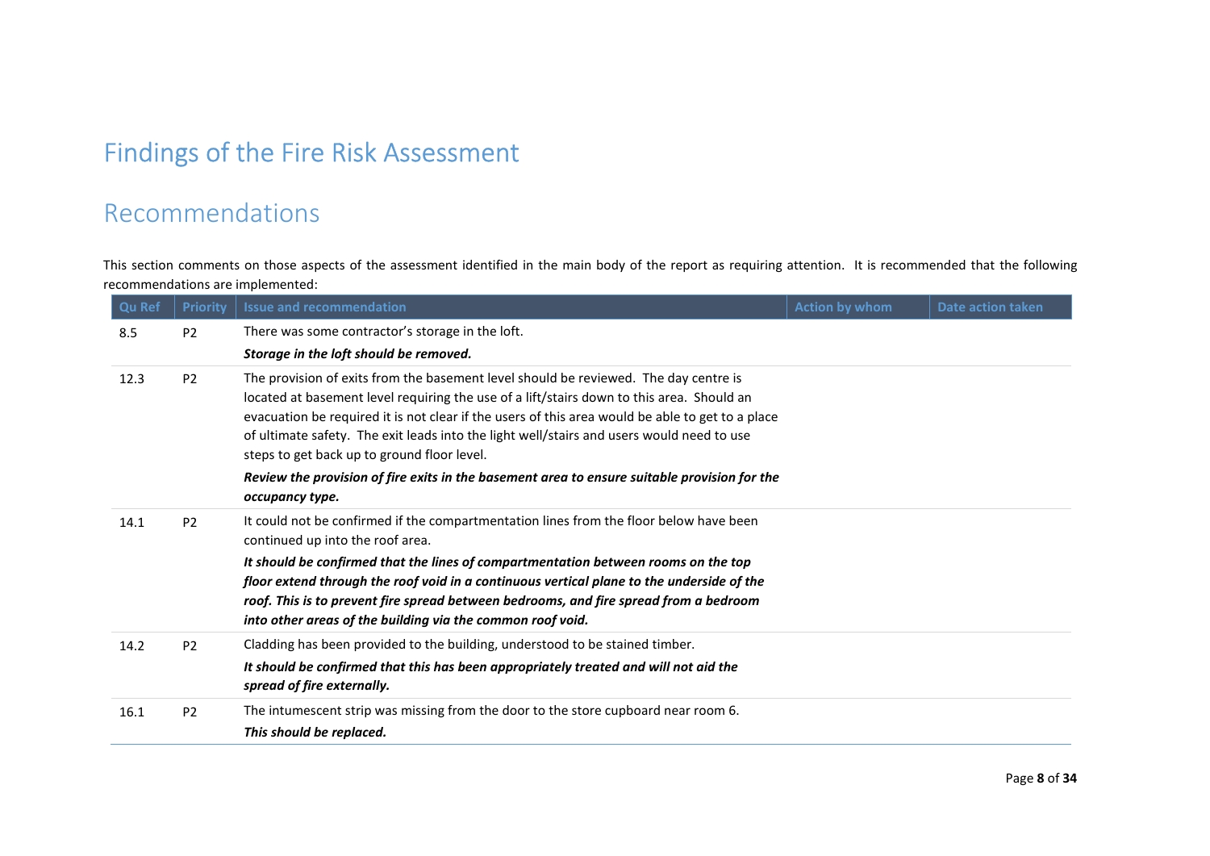# Findings of the Fire Risk Assessment

## Recommendations

This section comments on those aspects of the assessment identified in the main body of the report as requiring attention. It is recommended that the following recommendations are implemented:

| Qu Ref | Priority | Issue and recommendation | Action by whom | Date action taken |
|---|---|---|---|---|
| 8.5 | P2 | There was some contractor's storage in the loft.<br>***Storage in the loft should be removed.*** | | |
| 12.3 | P2 | The provision of exits from the basement level should be reviewed. The day centre is located at basement level requiring the use of a lift/stairs down to this area. Should an evacuation be required it is not clear if the users of this area would be able to get to a place of ultimate safety. The exit leads into the light well/stairs and users would need to use steps to get back up to ground floor level.<br>***Review the provision of fire exits in the basement area to ensure suitable provision for the occupancy type.*** | | |
| 14.1 | P2 | It could not be confirmed if the compartmentation lines from the floor below have been continued up into the roof area.<br>***It should be confirmed that the lines of compartmentation between rooms on the top floor extend through the roof void in a continuous vertical plane to the underside of the roof. This is to prevent fire spread between bedrooms, and fire spread from a bedroom into other areas of the building via the common roof void.*** | | |
| 14.2 | P2 | Cladding has been provided to the building, understood to be stained timber.<br>***It should be confirmed that this has been appropriately treated and will not aid the spread of fire externally.*** | | |
| 16.1 | P2 | The intumescent strip was missing from the door to the store cupboard near room 6.<br>***This should be replaced.*** | | |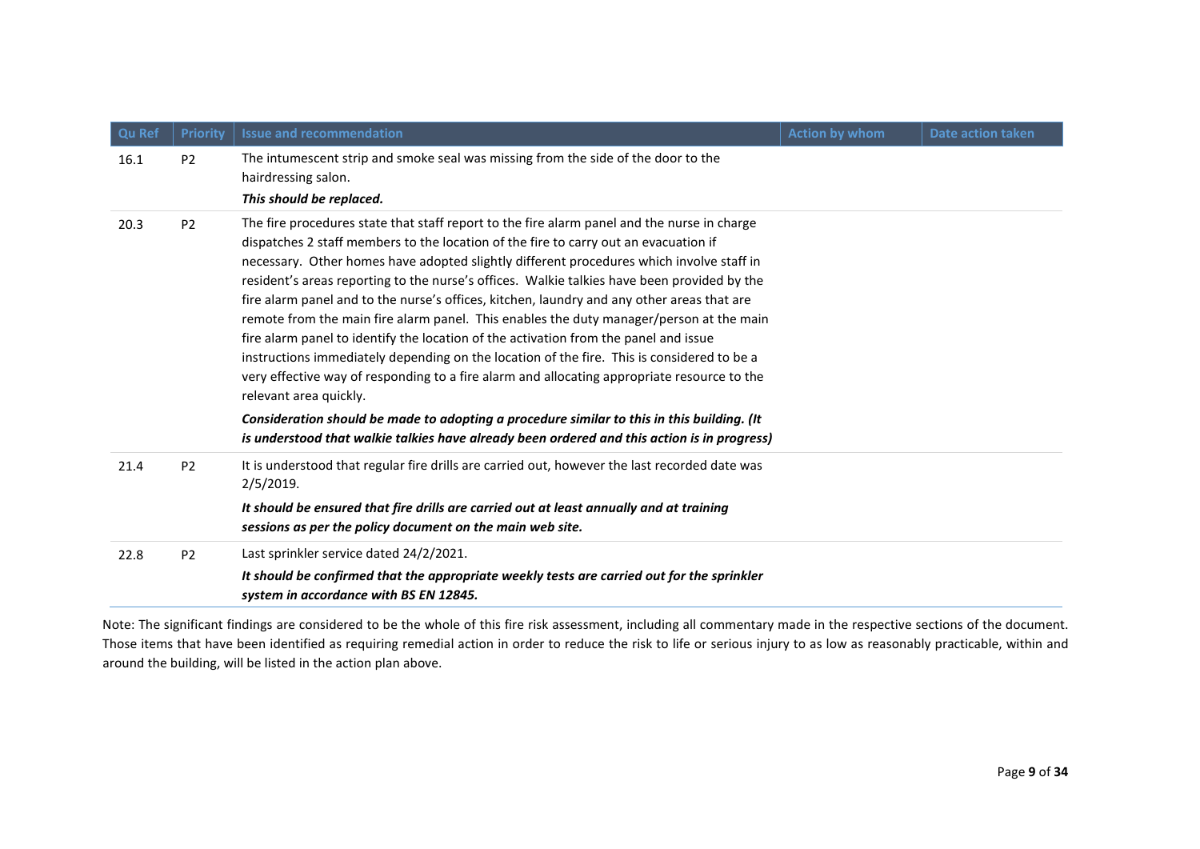| Qu Ref | Priority | Issue and recommendation | Action by whom | Date action taken |
|---|---|---|---|---|
| 16.1 | P2 | The intumescent strip and smoke seal was missing from the side of the door to the hairdressing salon.<br>***This should be replaced.*** | | |
| 20.3 | P2 | The fire procedures state that staff report to the fire alarm panel and the nurse in charge dispatches 2 staff members to the location of the fire to carry out an evacuation if necessary. Other homes have adopted slightly different procedures which involve staff in resident's areas reporting to the nurse's offices. Walkie talkies have been provided by the fire alarm panel and to the nurse's offices, kitchen, laundry and any other areas that are remote from the main fire alarm panel. This enables the duty manager/person at the main fire alarm panel to identify the location of the activation from the panel and issue instructions immediately depending on the location of the fire. This is considered to be a very effective way of responding to a fire alarm and allocating appropriate resource to the relevant area quickly.<br>***Consideration should be made to adopting a procedure similar to this in this building. (It is understood that walkie talkies have already been ordered and this action is in progress)*** | | |
| 21.4 | P2 | It is understood that regular fire drills are carried out, however the last recorded date was 2/5/2019.<br>***It should be ensured that fire drills are carried out at least annually and at training sessions as per the policy document on the main web site.*** | | |
| 22.8 | P2 | Last sprinkler service dated 24/2/2021.<br>***It should be confirmed that the appropriate weekly tests are carried out for the sprinkler system in accordance with BS EN 12845.*** | | |

Note: The significant findings are considered to be the whole of this fire risk assessment, including all commentary made in the respective sections of the document. Those items that have been identified as requiring remedial action in order to reduce the risk to life or serious injury to as low as reasonably practicable, within and around the building, will be listed in the action plan above.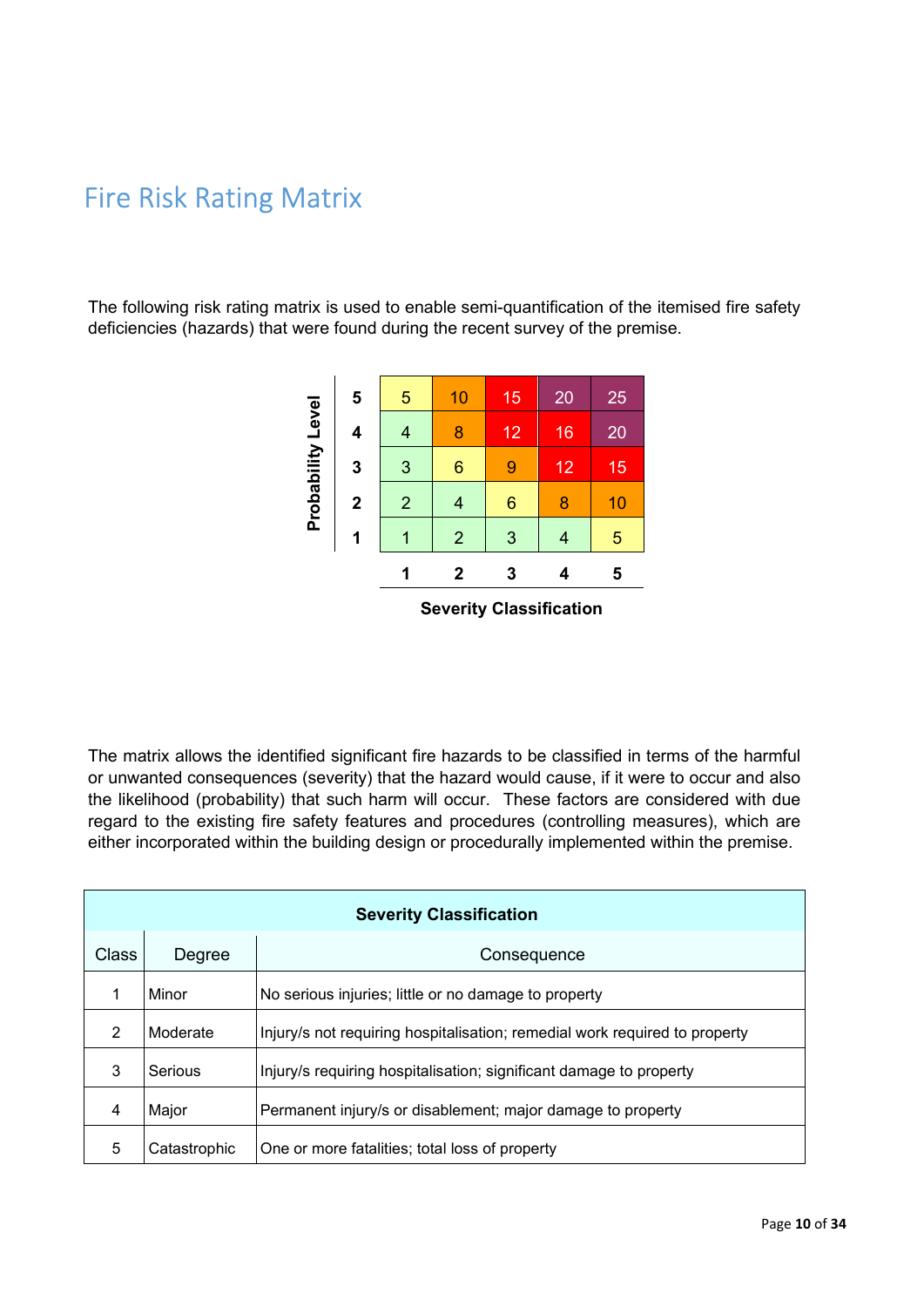# Fire Risk Rating Matrix

The following risk rating matrix is used to enable semi-quantification of the itemised fire safety deficiencies (hazards) that were found during the recent survey of the premise.

| Probability Level | | | | | |
|---|---|---|---|---|---|
| **5** | 5 | 10 | 15 | 20 | 25 |
| **4** | 4 | 8 | 12 | 16 | 20 |
| **3** | 3 | 6 | 9 | 12 | 15 |
| **2** | 2 | 4 | 6 | 8 | 10 |
| **1** | 1 | 2 | 3 | 4 | 5 |
| | **1** | **2** | **3** | **4** | **5** |
| | **Severity Classification** | | | | |

The matrix allows the identified significant fire hazards to be classified in terms of the harmful or unwanted consequences (severity) that the hazard would cause, if it were to occur and also the likelihood (probability) that such harm will occur. These factors are considered with due regard to the existing fire safety features and procedures (controlling measures), which are either incorporated within the building design or procedurally implemented within the premise.

| **Severity Classification** | | |
|---|---|---|
| Class | Degree | Consequence |
| 1 | Minor | No serious injuries; little or no damage to property |
| 2 | Moderate | Injury/s not requiring hospitalisation; remedial work required to property |
| 3 | Serious | Injury/s requiring hospitalisation; significant damage to property |
| 4 | Major | Permanent injury/s or disablement; major damage to property |
| 5 | Catastrophic | One or more fatalities; total loss of property |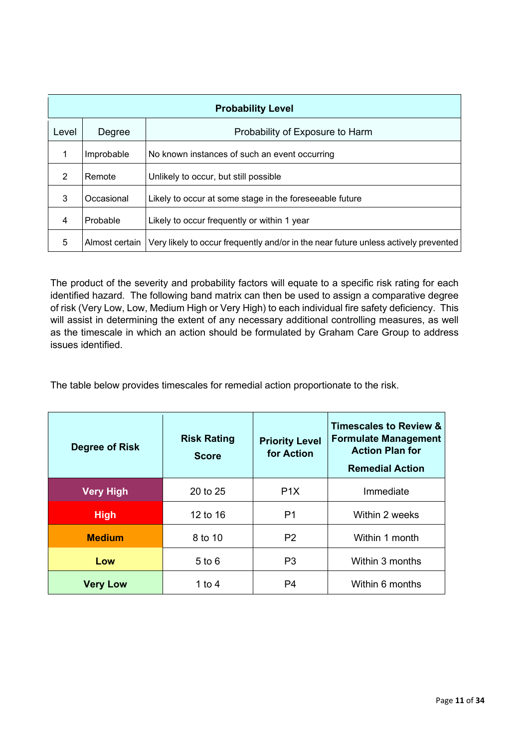| Probability Level | | |
|---|---|---|
| **Level** | **Degree** | **Probability of Exposure to Harm** |
| 1 | Improbable | No known instances of such an event occurring |
| 2 | Remote | Unlikely to occur, but still possible |
| 3 | Occasional | Likely to occur at some stage in the foreseeable future |
| 4 | Probable | Likely to occur frequently or within 1 year |
| 5 | Almost certain | Very likely to occur frequently and/or in the near future unless actively prevented |

The product of the severity and probability factors will equate to a specific risk rating for each identified hazard. The following band matrix can then be used to assign a comparative degree of risk (Very Low, Low, Medium High or Very High) to each individual fire safety deficiency. This will assist in determining the extent of any necessary additional controlling measures, as well as the timescale in which an action should be formulated by Graham Care Group to address issues identified.

The table below provides timescales for remedial action proportionate to the risk.

| Degree of Risk | Risk Rating Score | Priority Level for Action | Timescales to Review & Formulate Management Action Plan for Remedial Action |
|---|---|---|---|
| **Very High** | 20 to 25 | P1X | Immediate |
| **High** | 12 to 16 | P1 | Within 2 weeks |
| **Medium** | 8 to 10 | P2 | Within 1 month |
| **Low** | 5 to 6 | P3 | Within 3 months |
| **Very Low** | 1 to 4 | P4 | Within 6 months |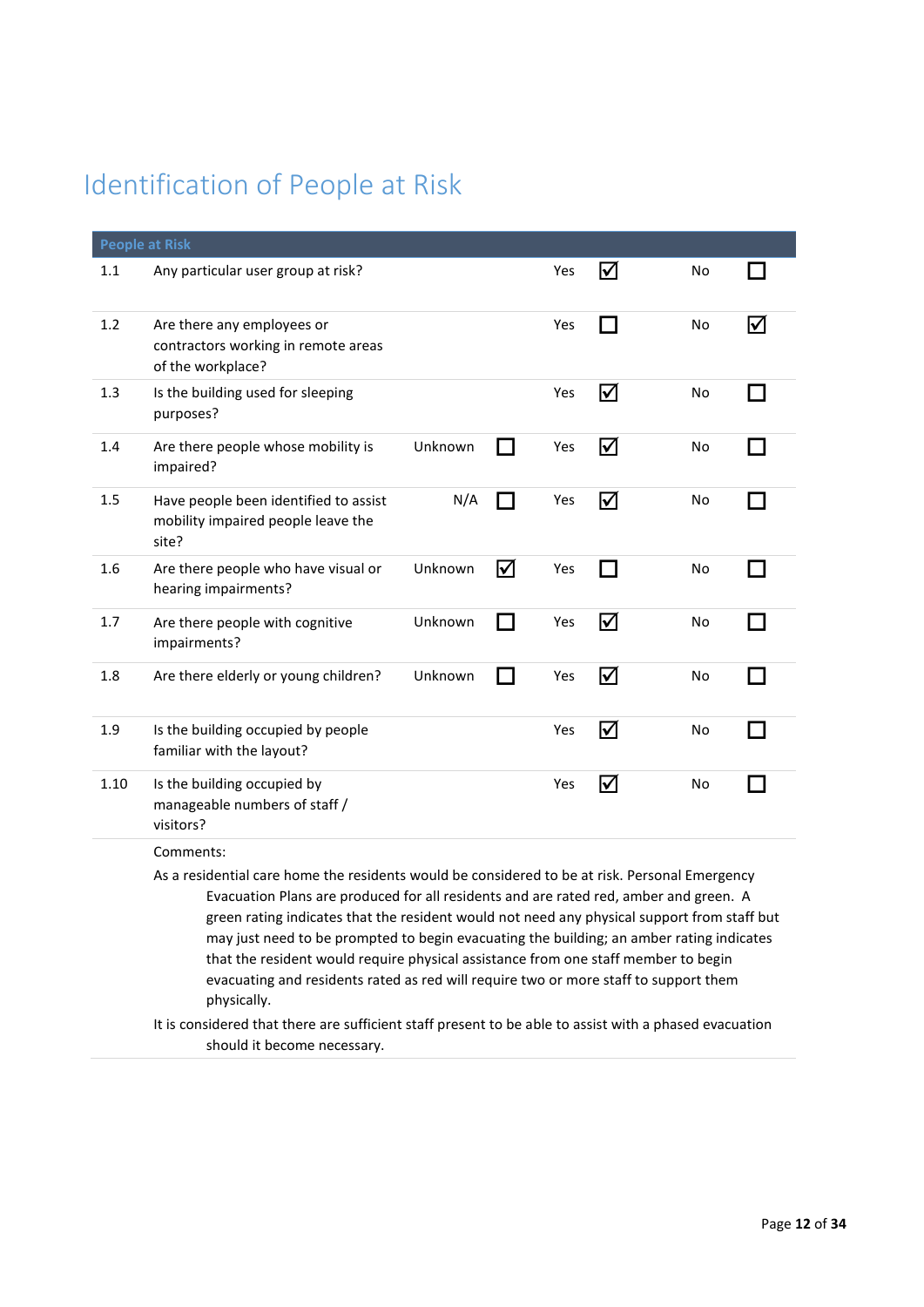# Identification of People at Risk

| People at Risk | | | | | | | | |
|---|---|---|---|---|---|---|---|---|
| 1.1 | Any particular user group at risk? | | | Yes | ☑ | No | ☐ |
| 1.2 | Are there any employees or contractors working in remote areas of the workplace? | | | Yes | ☐ | No | ☑ |
| 1.3 | Is the building used for sleeping purposes? | | | Yes | ☑ | No | ☐ |
| 1.4 | Are there people whose mobility is impaired? | Unknown | ☐ | Yes | ☑ | No | ☐ |
| 1.5 | Have people been identified to assist mobility impaired people leave the site? | N/A | ☐ | Yes | ☑ | No | ☐ |
| 1.6 | Are there people who have visual or hearing impairments? | Unknown | ☑ | Yes | ☐ | No | ☐ |
| 1.7 | Are there people with cognitive impairments? | Unknown | ☐ | Yes | ☑ | No | ☐ |
| 1.8 | Are there elderly or young children? | Unknown | ☐ | Yes | ☑ | No | ☐ |
| 1.9 | Is the building occupied by people familiar with the layout? | | | Yes | ☑ | No | ☐ |
| 1.10 | Is the building occupied by manageable numbers of staff / visitors? | | | Yes | ☑ | No | ☐ |

Comments:

As a residential care home the residents would be considered to be at risk. Personal Emergency Evacuation Plans are produced for all residents and are rated red, amber and green. A green rating indicates that the resident would not need any physical support from staff but may just need to be prompted to begin evacuating the building; an amber rating indicates that the resident would require physical assistance from one staff member to begin evacuating and residents rated as red will require two or more staff to support them physically.

It is considered that there are sufficient staff present to be able to assist with a phased evacuation should it become necessary.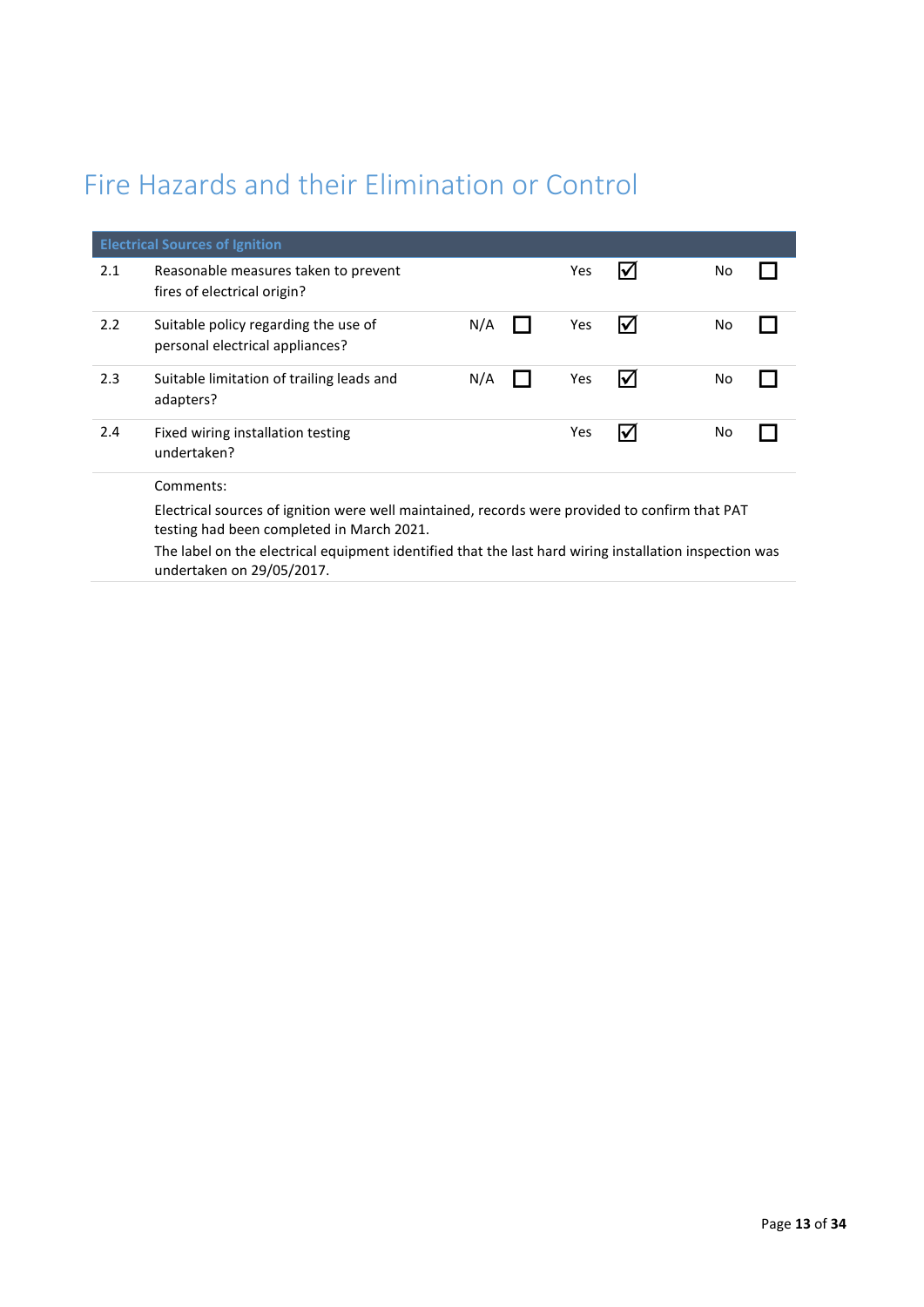# Fire Hazards and their Elimination or Control

| Electrical Sources of Ignition | | | | | | | | |
|---|---|---|---|---|---|---|---|---|
| 2.1 | Reasonable measures taken to prevent fires of electrical origin? | | | Yes | ☑ | No | ☐ |
| 2.2 | Suitable policy regarding the use of personal electrical appliances? | N/A | ☐ | Yes | ☑ | No | ☐ |
| 2.3 | Suitable limitation of trailing leads and adapters? | N/A | ☐ | Yes | ☑ | No | ☐ |
| 2.4 | Fixed wiring installation testing undertaken? | | | Yes | ☑ | No | ☐ |
| | Comments:<br>Electrical sources of ignition were well maintained, records were provided to confirm that PAT testing had been completed in March 2021.<br>The label on the electrical equipment identified that the last hard wiring installation inspection was undertaken on 29/05/2017. | | | | | | |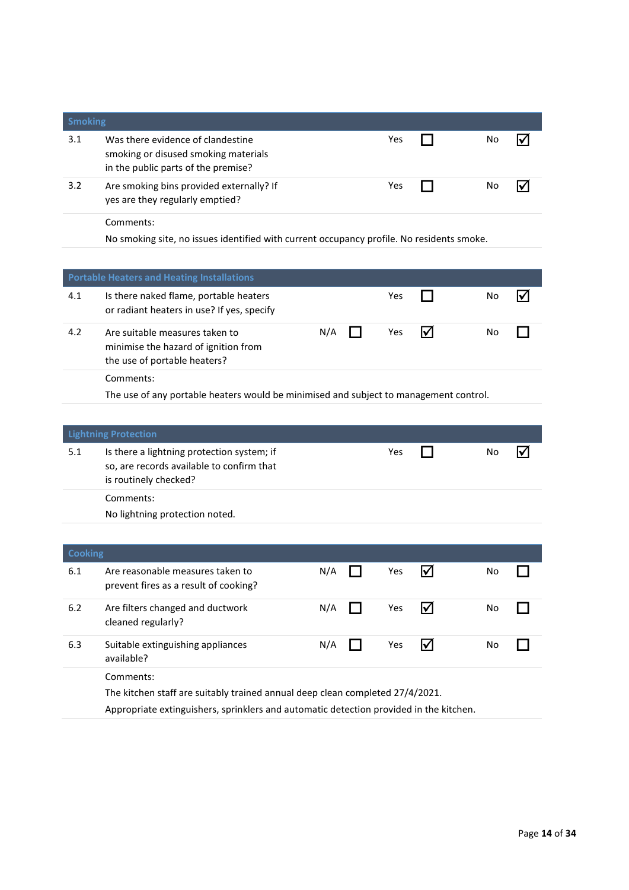## Smoking

| | | N/A | Yes | No |
|---|---|---|---|---|
| 3.1 | Was there evidence of clandestine smoking or disused smoking materials in the public parts of the premise? | | ☐ | ☑ |
| 3.2 | Are smoking bins provided externally? If yes are they regularly emptied? | | ☐ | ☑ |

Comments:

No smoking site, no issues identified with current occupancy profile. No residents smoke.

## Portable Heaters and Heating Installations

| | | N/A | Yes | No |
|---|---|---|---|---|
| 4.1 | Is there naked flame, portable heaters or radiant heaters in use? If yes, specify | | ☐ | ☑ |
| 4.2 | Are suitable measures taken to minimise the hazard of ignition from the use of portable heaters? | ☐ | ☑ | ☐ |

Comments:

The use of any portable heaters would be minimised and subject to management control.

## Lightning Protection

| | | N/A | Yes | No |
|---|---|---|---|---|
| 5.1 | Is there a lightning protection system; if so, are records available to confirm that is routinely checked? | | ☐ | ☑ |

Comments:

No lightning protection noted.

## Cooking

| | | N/A | Yes | No |
|---|---|---|---|---|
| 6.1 | Are reasonable measures taken to prevent fires as a result of cooking? | ☐ | ☑ | ☐ |
| 6.2 | Are filters changed and ductwork cleaned regularly? | ☐ | ☑ | ☐ |
| 6.3 | Suitable extinguishing appliances available? | ☐ | ☑ | ☐ |

Comments:

The kitchen staff are suitably trained annual deep clean completed 27/4/2021.

Appropriate extinguishers, sprinklers and automatic detection provided in the kitchen.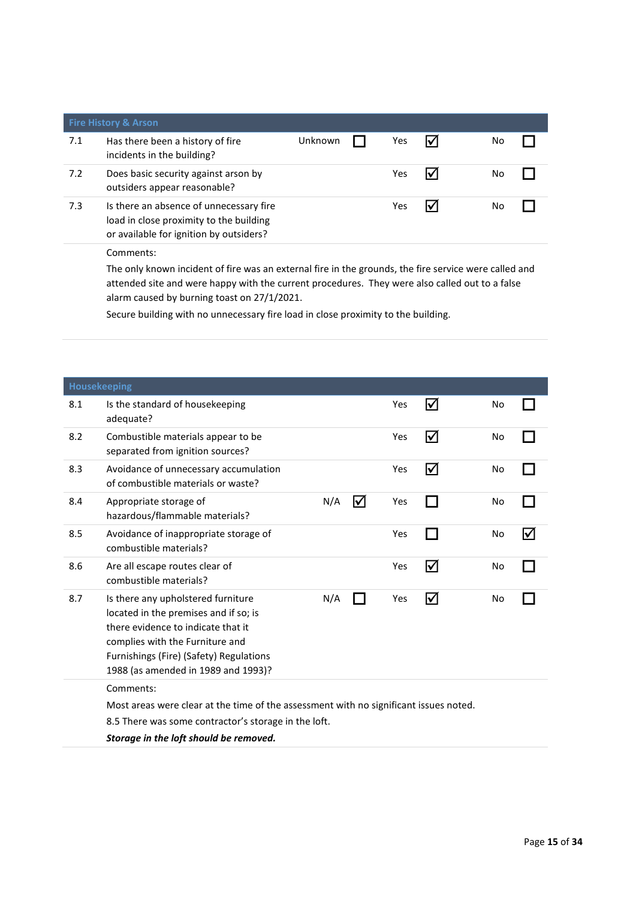## Fire History & Arson

| No. | Question | Unknown / N/A | Yes | No |
|---|---|---|---|---|
| 7.1 | Has there been a history of fire incidents in the building? | Unknown ☐ | ☑ | ☐ |
| 7.2 | Does basic security against arson by outsiders appear reasonable? | | ☑ | ☐ |
| 7.3 | Is there an absence of unnecessary fire load in close proximity to the building or available for ignition by outsiders? | | ☑ | ☐ |

Comments:

The only known incident of fire was an external fire in the grounds, the fire service were called and attended site and were happy with the current procedures. They were also called out to a false alarm caused by burning toast on 27/1/2021.

Secure building with no unnecessary fire load in close proximity to the building.

## Housekeeping

| No. | Question | N/A | Yes | No |
|---|---|---|---|---|
| 8.1 | Is the standard of housekeeping adequate? | | ☑ | ☐ |
| 8.2 | Combustible materials appear to be separated from ignition sources? | | ☑ | ☐ |
| 8.3 | Avoidance of unnecessary accumulation of combustible materials or waste? | | ☑ | ☐ |
| 8.4 | Appropriate storage of hazardous/flammable materials? | ☑ | ☐ | ☐ |
| 8.5 | Avoidance of inappropriate storage of combustible materials? | | ☐ | ☑ |
| 8.6 | Are all escape routes clear of combustible materials? | | ☑ | ☐ |
| 8.7 | Is there any upholstered furniture located in the premises and if so; is there evidence to indicate that it complies with the Furniture and Furnishings (Fire) (Safety) Regulations 1988 (as amended in 1989 and 1993)? | ☐ | ☑ | ☐ |

Comments:

Most areas were clear at the time of the assessment with no significant issues noted.

8.5 There was some contractor's storage in the loft.

***Storage in the loft should be removed.***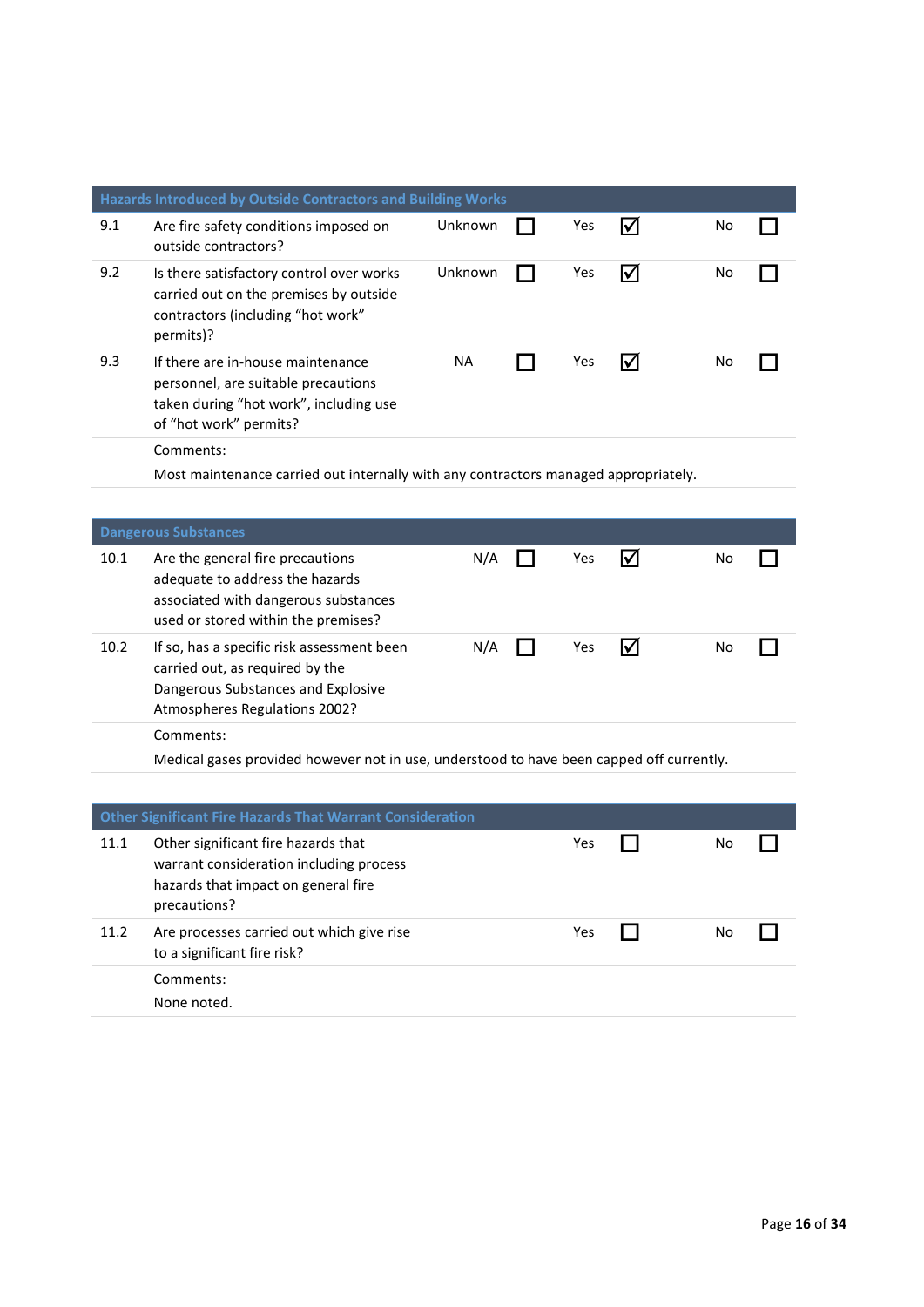## Hazards Introduced by Outside Contractors and Building Works

| | | | | | | | |
|---|---|---|---|---|---|---|---|
| 9.1 | Are fire safety conditions imposed on outside contractors? | Unknown | ☐ | Yes | ☑ | No | ☐ |
| 9.2 | Is there satisfactory control over works carried out on the premises by outside contractors (including "hot work" permits)? | Unknown | ☐ | Yes | ☑ | No | ☐ |
| 9.3 | If there are in-house maintenance personnel, are suitable precautions taken during "hot work", including use of "hot work" permits? | NA | ☐ | Yes | ☑ | No | ☐ |

Comments:

Most maintenance carried out internally with any contractors managed appropriately.

## Dangerous Substances

| | | | | | | | |
|---|---|---|---|---|---|---|---|
| 10.1 | Are the general fire precautions adequate to address the hazards associated with dangerous substances used or stored within the premises? | N/A | ☐ | Yes | ☑ | No | ☐ |
| 10.2 | If so, has a specific risk assessment been carried out, as required by the Dangerous Substances and Explosive Atmospheres Regulations 2002? | N/A | ☐ | Yes | ☑ | No | ☐ |

Comments:

Medical gases provided however not in use, understood to have been capped off currently.

## Other Significant Fire Hazards That Warrant Consideration

| | | | | | |
|---|---|---|---|---|---|
| 11.1 | Other significant fire hazards that warrant consideration including process hazards that impact on general fire precautions? | Yes | ☐ | No | ☐ |
| 11.2 | Are processes carried out which give rise to a significant fire risk? | Yes | ☐ | No | ☐ |

Comments:

None noted.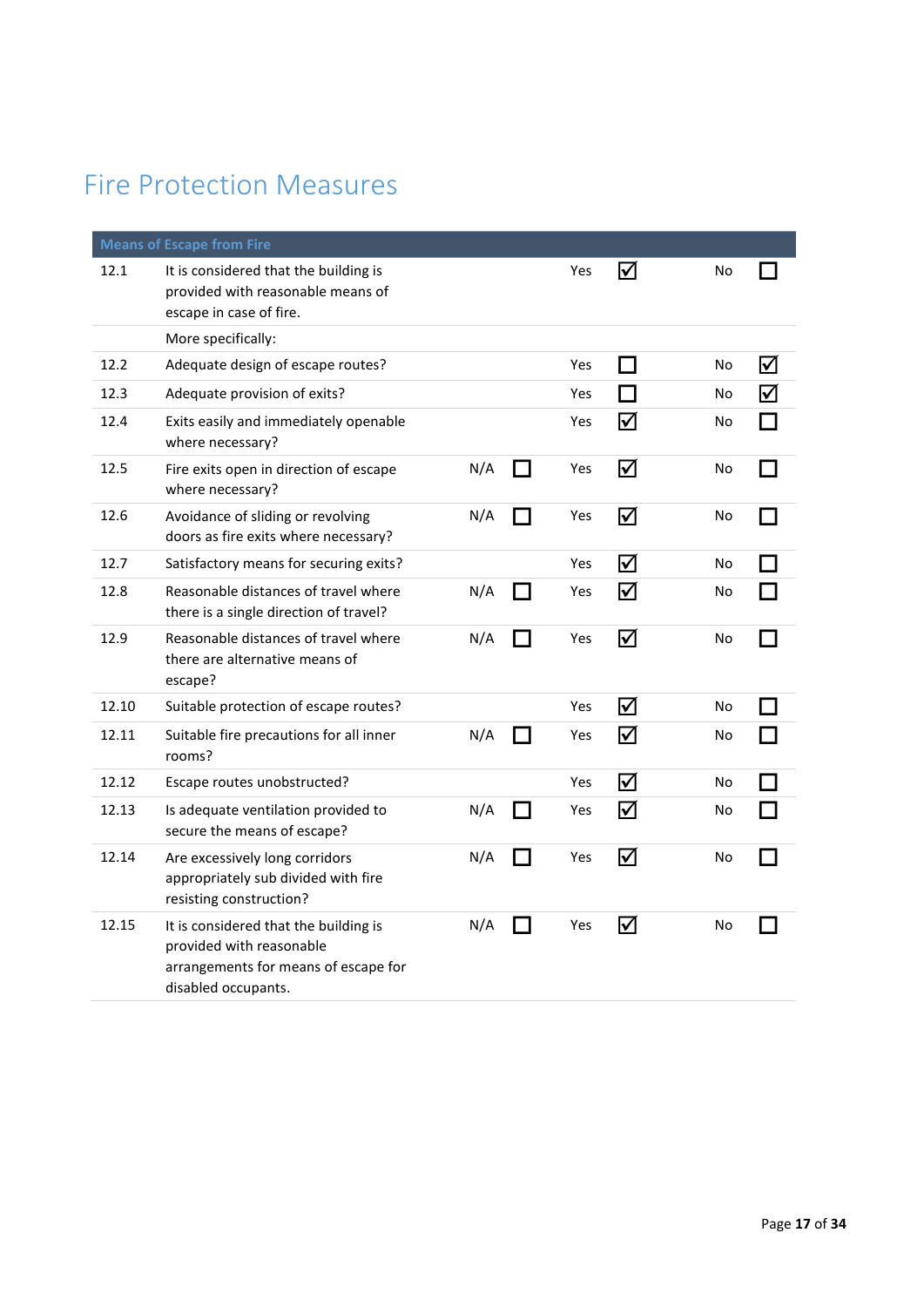# Fire Protection Measures

| Means of Escape from Fire | | | | | | | | |
|---|---|---|---|---|---|---|---|---|
| 12.1 | It is considered that the building is provided with reasonable means of escape in case of fire. | | | Yes | ☑ | No | ☐ |
| | More specifically: | | | | | | |
| 12.2 | Adequate design of escape routes? | | | Yes | ☐ | No | ☑ |
| 12.3 | Adequate provision of exits? | | | Yes | ☐ | No | ☑ |
| 12.4 | Exits easily and immediately openable where necessary? | | | Yes | ☑ | No | ☐ |
| 12.5 | Fire exits open in direction of escape where necessary? | N/A | ☐ | Yes | ☑ | No | ☐ |
| 12.6 | Avoidance of sliding or revolving doors as fire exits where necessary? | N/A | ☐ | Yes | ☑ | No | ☐ |
| 12.7 | Satisfactory means for securing exits? | | | Yes | ☑ | No | ☐ |
| 12.8 | Reasonable distances of travel where there is a single direction of travel? | N/A | ☐ | Yes | ☑ | No | ☐ |
| 12.9 | Reasonable distances of travel where there are alternative means of escape? | N/A | ☐ | Yes | ☑ | No | ☐ |
| 12.10 | Suitable protection of escape routes? | | | Yes | ☑ | No | ☐ |
| 12.11 | Suitable fire precautions for all inner rooms? | N/A | ☐ | Yes | ☑ | No | ☐ |
| 12.12 | Escape routes unobstructed? | | | Yes | ☑ | No | ☐ |
| 12.13 | Is adequate ventilation provided to secure the means of escape? | N/A | ☐ | Yes | ☑ | No | ☐ |
| 12.14 | Are excessively long corridors appropriately sub divided with fire resisting construction? | N/A | ☐ | Yes | ☑ | No | ☐ |
| 12.15 | It is considered that the building is provided with reasonable arrangements for means of escape for disabled occupants. | N/A | ☐ | Yes | ☑ | No | ☐ |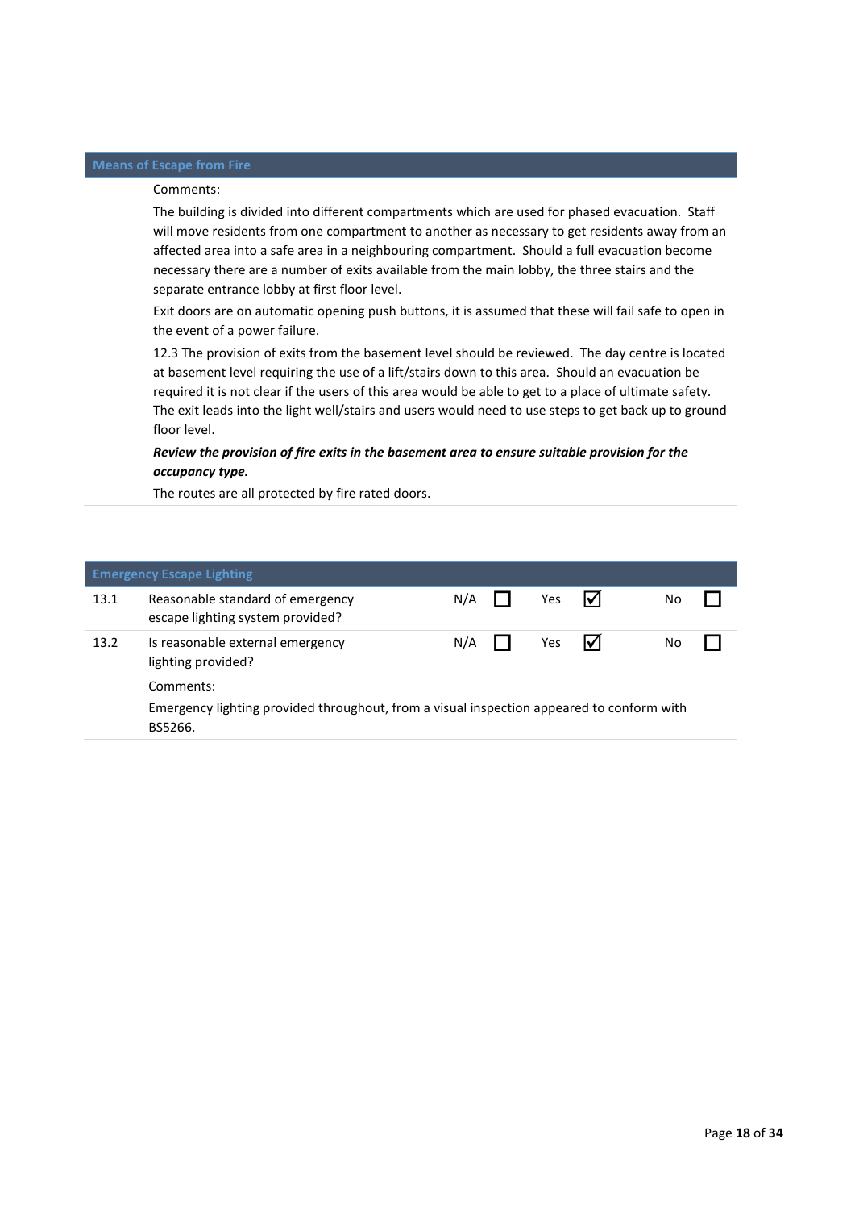## Means of Escape from Fire

Comments:

The building is divided into different compartments which are used for phased evacuation. Staff will move residents from one compartment to another as necessary to get residents away from an affected area into a safe area in a neighbouring compartment. Should a full evacuation become necessary there are a number of exits available from the main lobby, the three stairs and the separate entrance lobby at first floor level.

Exit doors are on automatic opening push buttons, it is assumed that these will fail safe to open in the event of a power failure.

12.3 The provision of exits from the basement level should be reviewed. The day centre is located at basement level requiring the use of a lift/stairs down to this area. Should an evacuation be required it is not clear if the users of this area would be able to get to a place of ultimate safety. The exit leads into the light well/stairs and users would need to use steps to get back up to ground floor level.

***Review the provision of fire exits in the basement area to ensure suitable provision for the occupancy type.***

The routes are all protected by fire rated doors.

## Emergency Escape Lighting

| | | N/A | Yes | No |
|---|---|---|---|---|
| 13.1 | Reasonable standard of emergency escape lighting system provided? | ☐ | ☑ | ☐ |
| 13.2 | Is reasonable external emergency lighting provided? | ☐ | ☑ | ☐ |

Comments:

Emergency lighting provided throughout, from a visual inspection appeared to conform with BS5266.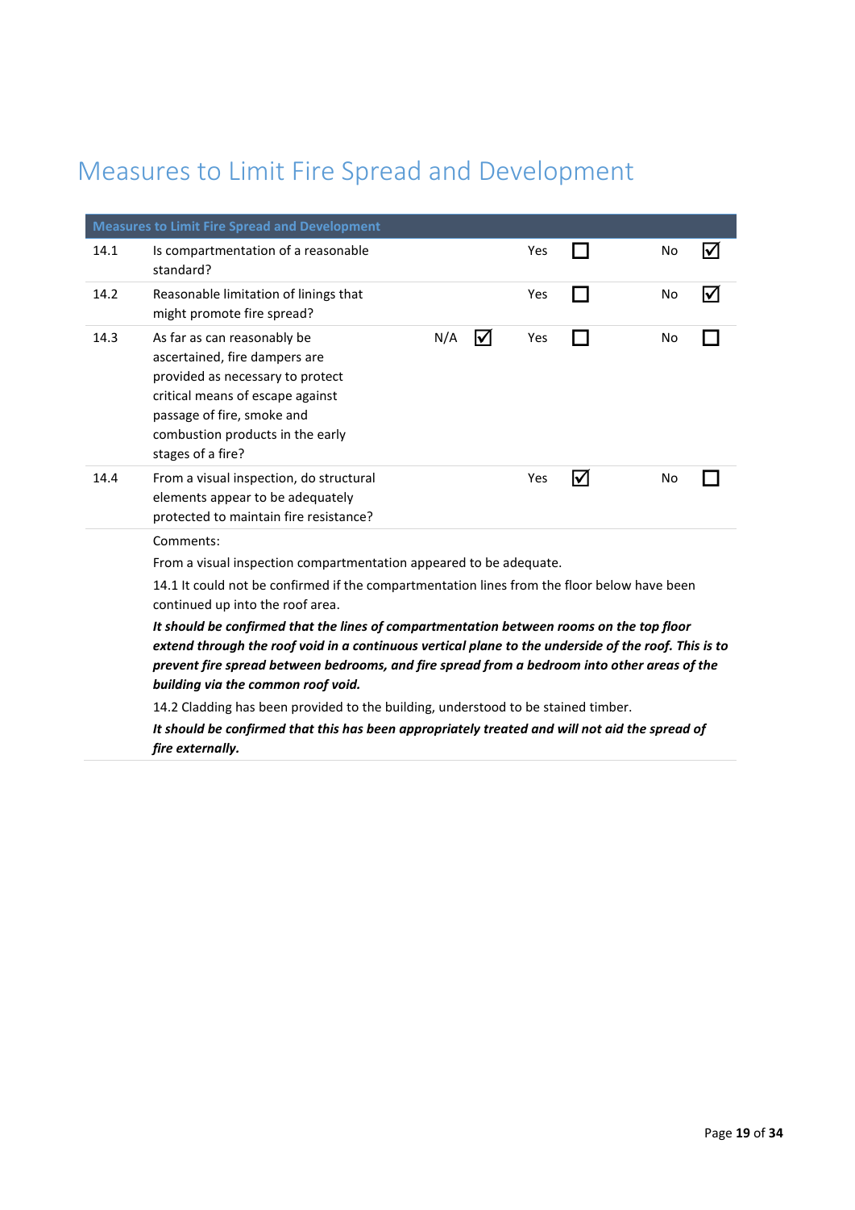# Measures to Limit Fire Spread and Development

| Measures to Limit Fire Spread and Development | | | | | | | | |
|---|---|---|---|---|---|---|---|---|
| 14.1 | Is compartmentation of a reasonable standard? | | | Yes | ☐ | No | ☑ |
| 14.2 | Reasonable limitation of linings that might promote fire spread? | | | Yes | ☐ | No | ☑ |
| 14.3 | As far as can reasonably be ascertained, fire dampers are provided as necessary to protect critical means of escape against passage of fire, smoke and combustion products in the early stages of a fire? | N/A | ☑ | Yes | ☐ | No | ☐ |
| 14.4 | From a visual inspection, do structural elements appear to be adequately protected to maintain fire resistance? | | | Yes | ☑ | No | ☐ |

Comments:

From a visual inspection compartmentation appeared to be adequate.

14.1 It could not be confirmed if the compartmentation lines from the floor below have been continued up into the roof area.

***It should be confirmed that the lines of compartmentation between rooms on the top floor extend through the roof void in a continuous vertical plane to the underside of the roof. This is to prevent fire spread between bedrooms, and fire spread from a bedroom into other areas of the building via the common roof void.***

14.2 Cladding has been provided to the building, understood to be stained timber.

***It should be confirmed that this has been appropriately treated and will not aid the spread of fire externally.***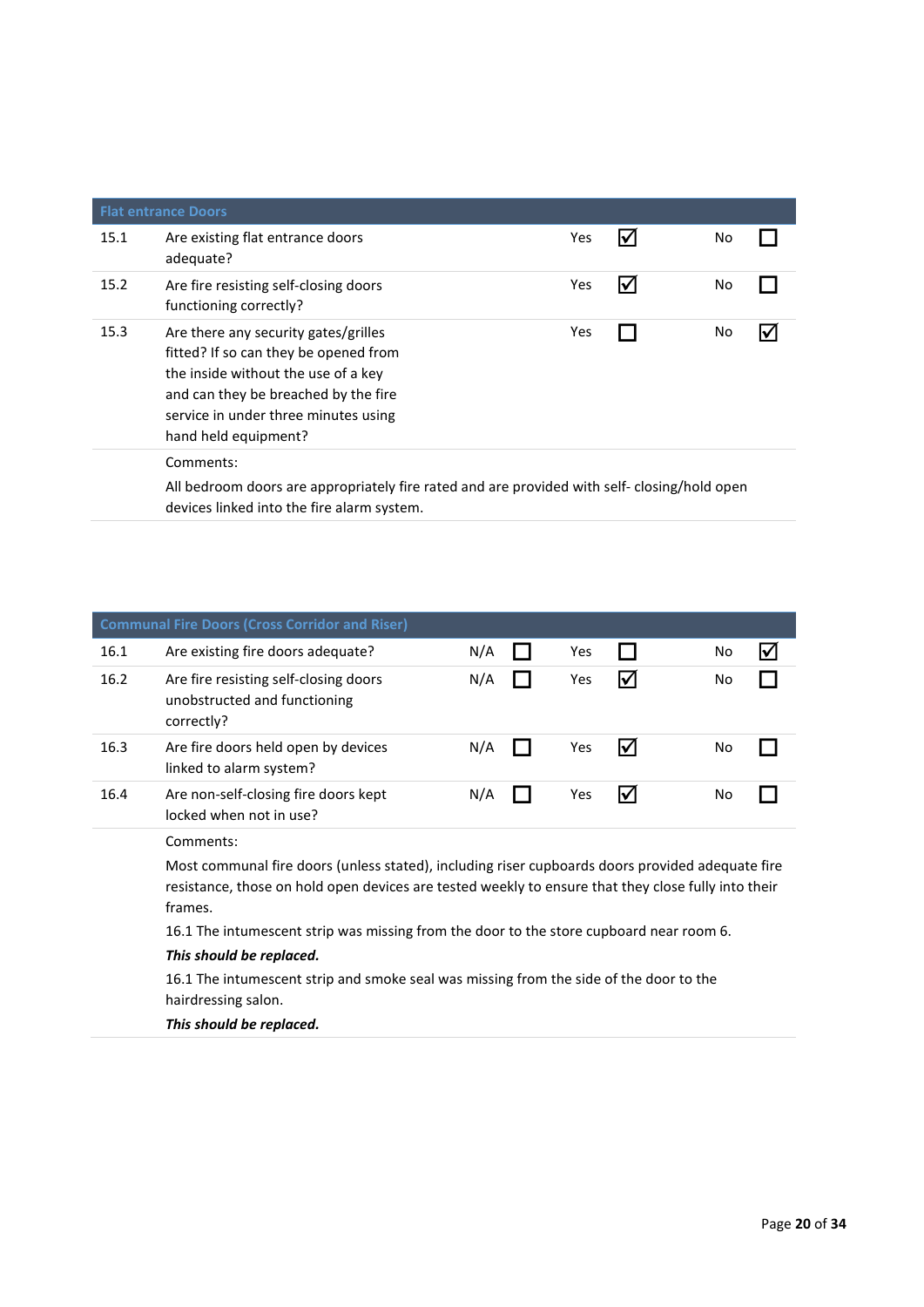| Flat entrance Doors | | | | | |
|---|---|---|---|---|---|
| 15.1 | Are existing flat entrance doors adequate? | Yes | ☑ | No | ☐ |
| 15.2 | Are fire resisting self-closing doors functioning correctly? | Yes | ☑ | No | ☐ |
| 15.3 | Are there any security gates/grilles fitted? If so can they be opened from the inside without the use of a key and can they be breached by the fire service in under three minutes using hand held equipment? | Yes | ☐ | No | ☑ |

Comments:

All bedroom doors are appropriately fire rated and are provided with self- closing/hold open devices linked into the fire alarm system.

| Communal Fire Doors (Cross Corridor and Riser) | | | | | | | |
|---|---|---|---|---|---|---|---|
| 16.1 | Are existing fire doors adequate? | N/A | ☐ | Yes | ☐ | No | ☑ |
| 16.2 | Are fire resisting self-closing doors unobstructed and functioning correctly? | N/A | ☐ | Yes | ☑ | No | ☐ |
| 16.3 | Are fire doors held open by devices linked to alarm system? | N/A | ☐ | Yes | ☑ | No | ☐ |
| 16.4 | Are non-self-closing fire doors kept locked when not in use? | N/A | ☐ | Yes | ☑ | No | ☐ |

Comments:

Most communal fire doors (unless stated), including riser cupboards doors provided adequate fire resistance, those on hold open devices are tested weekly to ensure that they close fully into their frames.

16.1 The intumescent strip was missing from the door to the store cupboard near room 6.

***This should be replaced.***

16.1 The intumescent strip and smoke seal was missing from the side of the door to the hairdressing salon.

***This should be replaced.***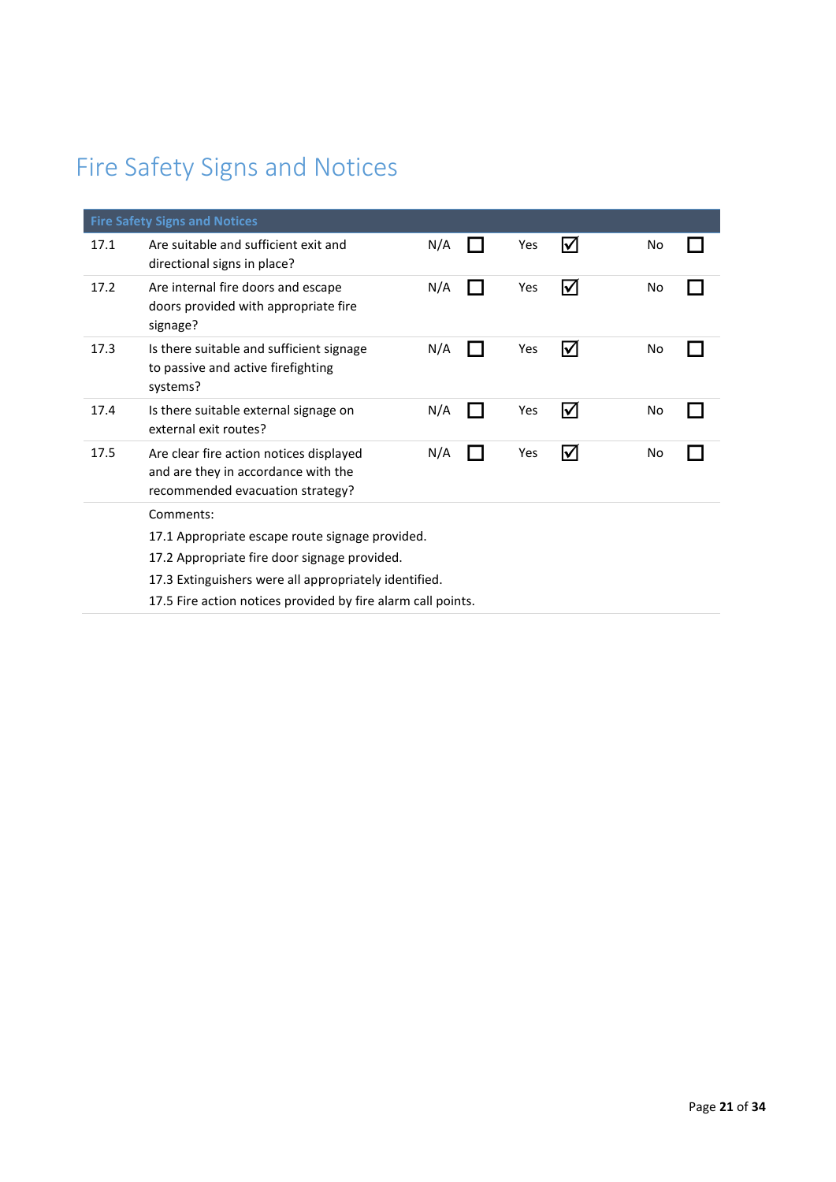# Fire Safety Signs and Notices

| Fire Safety Signs and Notices | | | | | | | |
|---|---|---|---|---|---|---|---|
| 17.1 | Are suitable and sufficient exit and directional signs in place? | N/A | ☐ | Yes | ☑ | No | ☐ |
| 17.2 | Are internal fire doors and escape doors provided with appropriate fire signage? | N/A | ☐ | Yes | ☑ | No | ☐ |
| 17.3 | Is there suitable and sufficient signage to passive and active firefighting systems? | N/A | ☐ | Yes | ☑ | No | ☐ |
| 17.4 | Is there suitable external signage on external exit routes? | N/A | ☐ | Yes | ☑ | No | ☐ |
| 17.5 | Are clear fire action notices displayed and are they in accordance with the recommended evacuation strategy? | N/A | ☐ | Yes | ☑ | No | ☐ |

Comments:

17.1 Appropriate escape route signage provided.

17.2 Appropriate fire door signage provided.

17.3 Extinguishers were all appropriately identified.

17.5 Fire action notices provided by fire alarm call points.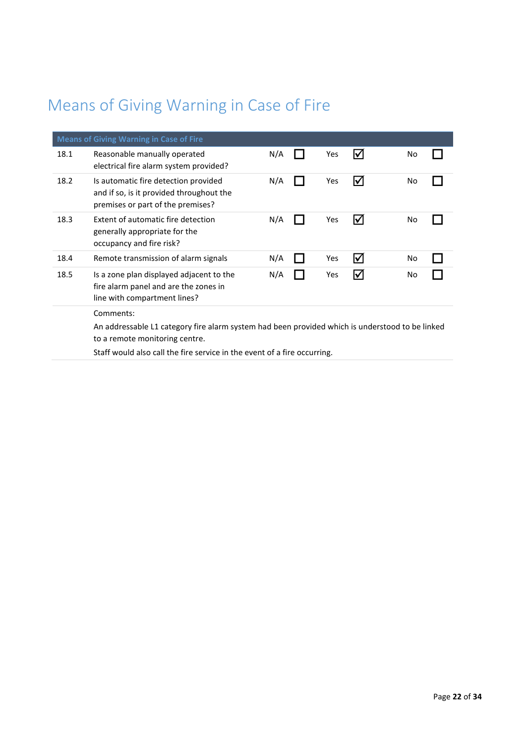# Means of Giving Warning in Case of Fire

| Means of Giving Warning in Case of Fire | | N/A | | Yes | | No | |
|---|---|---|---|---|---|---|---|
| 18.1 | Reasonable manually operated electrical fire alarm system provided? | N/A | ☐ | Yes | ☑ | No | ☐ |
| 18.2 | Is automatic fire detection provided and if so, is it provided throughout the premises or part of the premises? | N/A | ☐ | Yes | ☑ | No | ☐ |
| 18.3 | Extent of automatic fire detection generally appropriate for the occupancy and fire risk? | N/A | ☐ | Yes | ☑ | No | ☐ |
| 18.4 | Remote transmission of alarm signals | N/A | ☐ | Yes | ☑ | No | ☐ |
| 18.5 | Is a zone plan displayed adjacent to the fire alarm panel and are the zones in line with compartment lines? | N/A | ☐ | Yes | ☑ | No | ☐ |

Comments:

An addressable L1 category fire alarm system had been provided which is understood to be linked to a remote monitoring centre.

Staff would also call the fire service in the event of a fire occurring.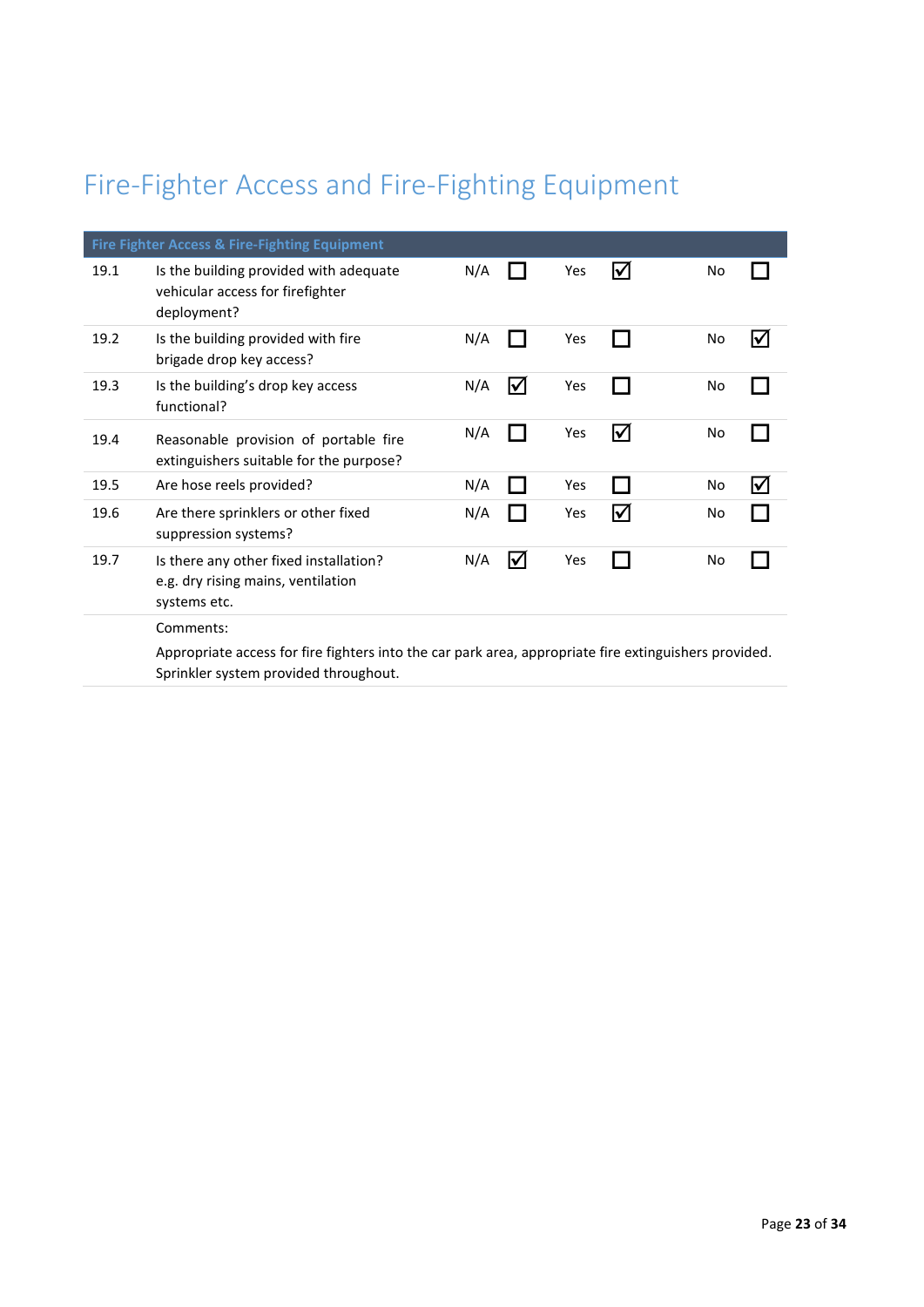# Fire-Fighter Access and Fire-Fighting Equipment

| Fire Fighter Access & Fire-Fighting Equipment | | | | | | | |
|---|---|---|---|---|---|---|---|
| 19.1 | Is the building provided with adequate vehicular access for firefighter deployment? | N/A | ☐ | Yes | ☑ | No | ☐ |
| 19.2 | Is the building provided with fire brigade drop key access? | N/A | ☐ | Yes | ☐ | No | ☑ |
| 19.3 | Is the building's drop key access functional? | N/A | ☑ | Yes | ☐ | No | ☐ |
| 19.4 | Reasonable provision of portable fire extinguishers suitable for the purpose? | N/A | ☐ | Yes | ☑ | No | ☐ |
| 19.5 | Are hose reels provided? | N/A | ☐ | Yes | ☐ | No | ☑ |
| 19.6 | Are there sprinklers or other fixed suppression systems? | N/A | ☐ | Yes | ☑ | No | ☐ |
| 19.7 | Is there any other fixed installation? e.g. dry rising mains, ventilation systems etc. | N/A | ☑ | Yes | ☐ | No | ☐ |
| | Comments:<br>Appropriate access for fire fighters into the car park area, appropriate fire extinguishers provided. Sprinkler system provided throughout. | | | | | | |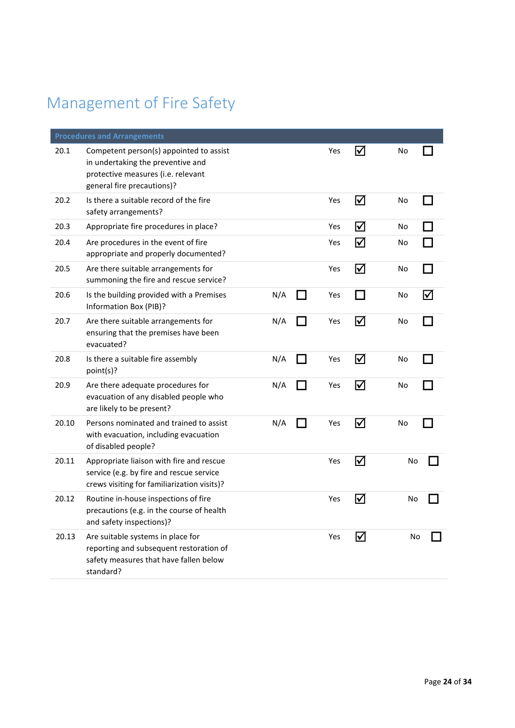# Management of Fire Safety

| Procedures and Arrangements | | | | | | | |
|---|---|---|---|---|---|---|---|
| 20.1 | Competent person(s) appointed to assist in undertaking the preventive and protective measures (i.e. relevant general fire precautions)? | | | Yes | ☑ | No | ☐ |
| 20.2 | Is there a suitable record of the fire safety arrangements? | | | Yes | ☑ | No | ☐ |
| 20.3 | Appropriate fire procedures in place? | | | Yes | ☑ | No | ☐ |
| 20.4 | Are procedures in the event of fire appropriate and properly documented? | | | Yes | ☑ | No | ☐ |
| 20.5 | Are there suitable arrangements for summoning the fire and rescue service? | | | Yes | ☑ | No | ☐ |
| 20.6 | Is the building provided with a Premises Information Box (PIB)? | N/A | ☐ | Yes | ☐ | No | ☑ |
| 20.7 | Are there suitable arrangements for ensuring that the premises have been evacuated? | N/A | ☐ | Yes | ☑ | No | ☐ |
| 20.8 | Is there a suitable fire assembly point(s)? | N/A | ☐ | Yes | ☑ | No | ☐ |
| 20.9 | Are there adequate procedures for evacuation of any disabled people who are likely to be present? | N/A | ☐ | Yes | ☑ | No | ☐ |
| 20.10 | Persons nominated and trained to assist with evacuation, including evacuation of disabled people? | N/A | ☐ | Yes | ☑ | No | ☐ |
| 20.11 | Appropriate liaison with fire and rescue service (e.g. by fire and rescue service crews visiting for familiarization visits)? | | | Yes | ☑ | No | ☐ |
| 20.12 | Routine in-house inspections of fire precautions (e.g. in the course of health and safety inspections)? | | | Yes | ☑ | No | ☐ |
| 20.13 | Are suitable systems in place for reporting and subsequent restoration of safety measures that have fallen below standard? | | | Yes | ☑ | No | ☐ |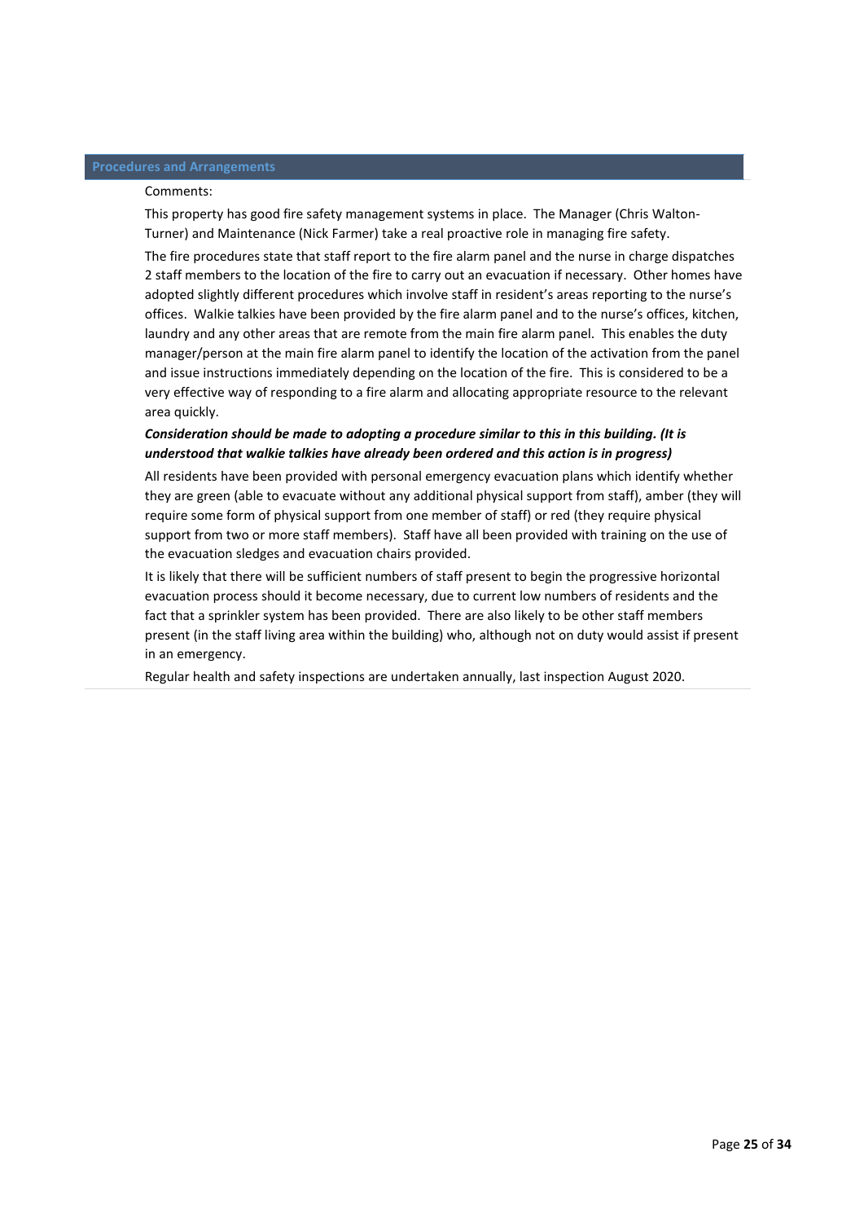## Procedures and Arrangements

Comments:

This property has good fire safety management systems in place. The Manager (Chris Walton-Turner) and Maintenance (Nick Farmer) take a real proactive role in managing fire safety.

The fire procedures state that staff report to the fire alarm panel and the nurse in charge dispatches 2 staff members to the location of the fire to carry out an evacuation if necessary. Other homes have adopted slightly different procedures which involve staff in resident's areas reporting to the nurse's offices. Walkie talkies have been provided by the fire alarm panel and to the nurse's offices, kitchen, laundry and any other areas that are remote from the main fire alarm panel. This enables the duty manager/person at the main fire alarm panel to identify the location of the activation from the panel and issue instructions immediately depending on the location of the fire. This is considered to be a very effective way of responding to a fire alarm and allocating appropriate resource to the relevant area quickly.

***Consideration should be made to adopting a procedure similar to this in this building. (It is understood that walkie talkies have already been ordered and this action is in progress)***

All residents have been provided with personal emergency evacuation plans which identify whether they are green (able to evacuate without any additional physical support from staff), amber (they will require some form of physical support from one member of staff) or red (they require physical support from two or more staff members). Staff have all been provided with training on the use of the evacuation sledges and evacuation chairs provided.

It is likely that there will be sufficient numbers of staff present to begin the progressive horizontal evacuation process should it become necessary, due to current low numbers of residents and the fact that a sprinkler system has been provided. There are also likely to be other staff members present (in the staff living area within the building) who, although not on duty would assist if present in an emergency.

Regular health and safety inspections are undertaken annually, last inspection August 2020.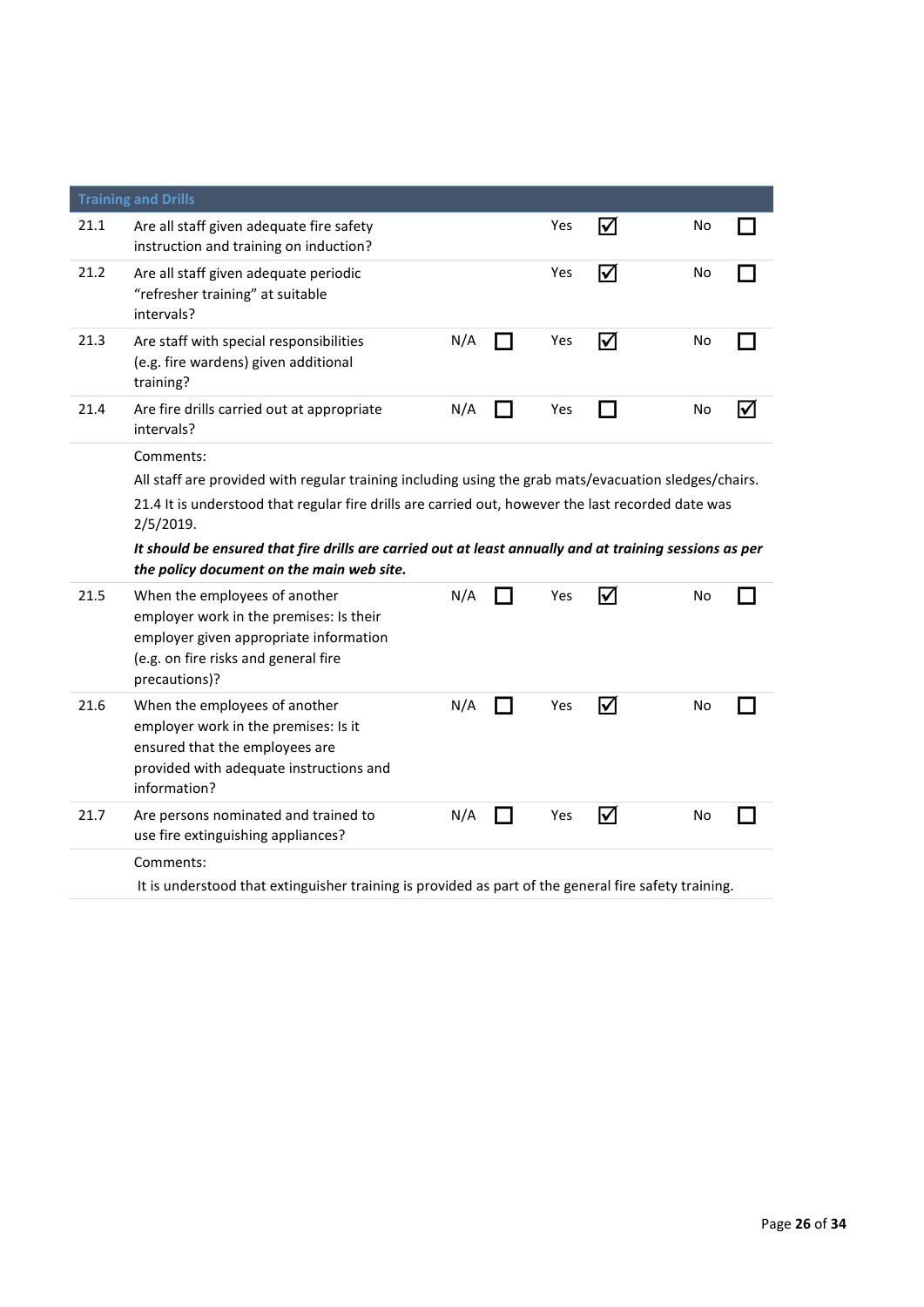## Training and Drills

| No. | Question | N/A | Yes | No |
|---|---|---|---|---|
| 21.1 | Are all staff given adequate fire safety instruction and training on induction? | | ☑ | ☐ |
| 21.2 | Are all staff given adequate periodic “refresher training” at suitable intervals? | | ☑ | ☐ |
| 21.3 | Are staff with special responsibilities (e.g. fire wardens) given additional training? | ☐ | ☑ | ☐ |
| 21.4 | Are fire drills carried out at appropriate intervals? | ☐ | ☐ | ☑ |

Comments:

All staff are provided with regular training including using the grab mats/evacuation sledges/chairs.

21.4 It is understood that regular fire drills are carried out, however the last recorded date was 2/5/2019.

***It should be ensured that fire drills are carried out at least annually and at training sessions as per the policy document on the main web site.***

| No. | Question | N/A | Yes | No |
|---|---|---|---|---|
| 21.5 | When the employees of another employer work in the premises: Is their employer given appropriate information (e.g. on fire risks and general fire precautions)? | ☐ | ☑ | ☐ |
| 21.6 | When the employees of another employer work in the premises: Is it ensured that the employees are provided with adequate instructions and information? | ☐ | ☑ | ☐ |
| 21.7 | Are persons nominated and trained to use fire extinguishing appliances? | ☐ | ☑ | ☐ |

Comments:

It is understood that extinguisher training is provided as part of the general fire safety training.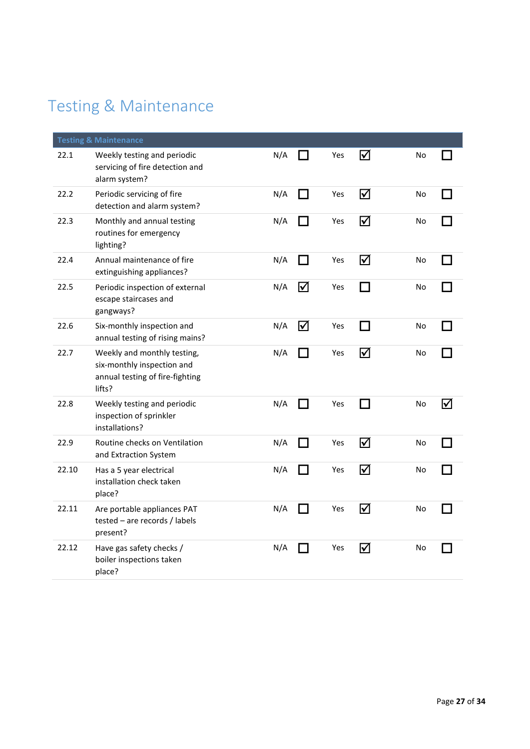# Testing & Maintenance

| Testing & Maintenance | | | | | | | |
|---|---|---|---|---|---|---|---|
| 22.1 | Weekly testing and periodic servicing of fire detection and alarm system? | N/A | ☐ | Yes | ☑ | No | ☐ |
| 22.2 | Periodic servicing of fire detection and alarm system? | N/A | ☐ | Yes | ☑ | No | ☐ |
| 22.3 | Monthly and annual testing routines for emergency lighting? | N/A | ☐ | Yes | ☑ | No | ☐ |
| 22.4 | Annual maintenance of fire extinguishing appliances? | N/A | ☐ | Yes | ☑ | No | ☐ |
| 22.5 | Periodic inspection of external escape staircases and gangways? | N/A | ☑ | Yes | ☐ | No | ☐ |
| 22.6 | Six-monthly inspection and annual testing of rising mains? | N/A | ☑ | Yes | ☐ | No | ☐ |
| 22.7 | Weekly and monthly testing, six-monthly inspection and annual testing of fire-fighting lifts? | N/A | ☐ | Yes | ☑ | No | ☐ |
| 22.8 | Weekly testing and periodic inspection of sprinkler installations? | N/A | ☐ | Yes | ☐ | No | ☑ |
| 22.9 | Routine checks on Ventilation and Extraction System | N/A | ☐ | Yes | ☑ | No | ☐ |
| 22.10 | Has a 5 year electrical installation check taken place? | N/A | ☐ | Yes | ☑ | No | ☐ |
| 22.11 | Are portable appliances PAT tested – are records / labels present? | N/A | ☐ | Yes | ☑ | No | ☐ |
| 22.12 | Have gas safety checks / boiler inspections taken place? | N/A | ☐ | Yes | ☑ | No | ☐ |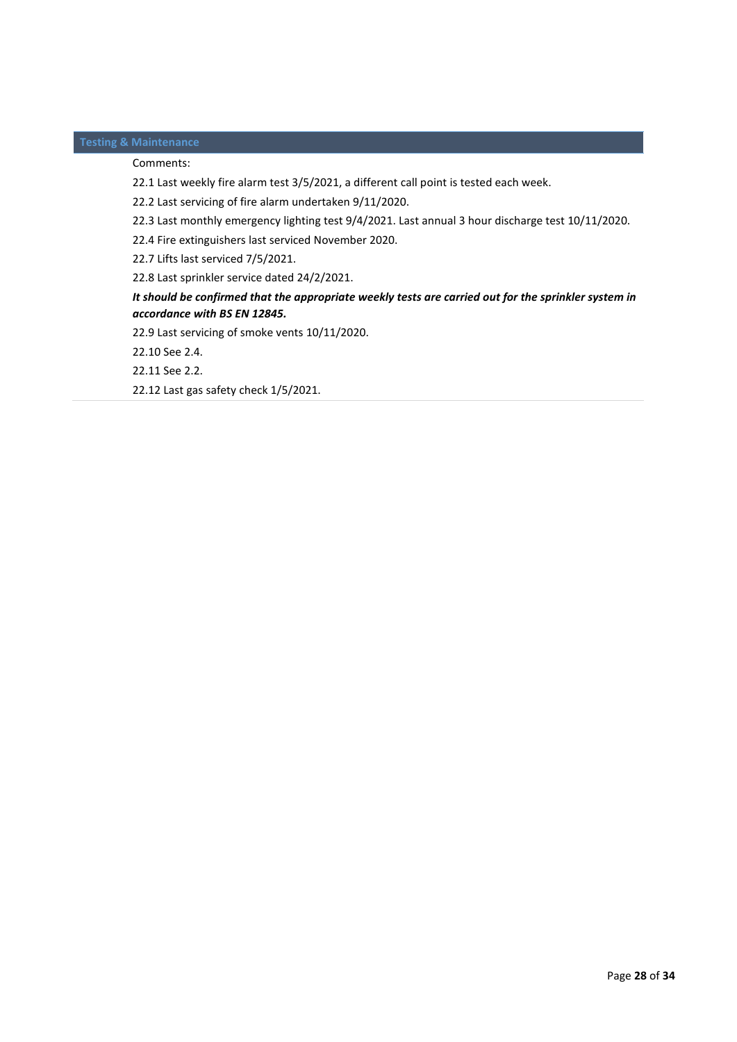## Testing & Maintenance

Comments:

22.1 Last weekly fire alarm test 3/5/2021, a different call point is tested each week.

22.2 Last servicing of fire alarm undertaken 9/11/2020.

22.3 Last monthly emergency lighting test 9/4/2021. Last annual 3 hour discharge test 10/11/2020.

22.4 Fire extinguishers last serviced November 2020.

22.7 Lifts last serviced 7/5/2021.

22.8 Last sprinkler service dated 24/2/2021.

***It should be confirmed that the appropriate weekly tests are carried out for the sprinkler system in accordance with BS EN 12845.***

22.9 Last servicing of smoke vents 10/11/2020.

22.10 See 2.4.

22.11 See 2.2.

22.12 Last gas safety check 1/5/2021.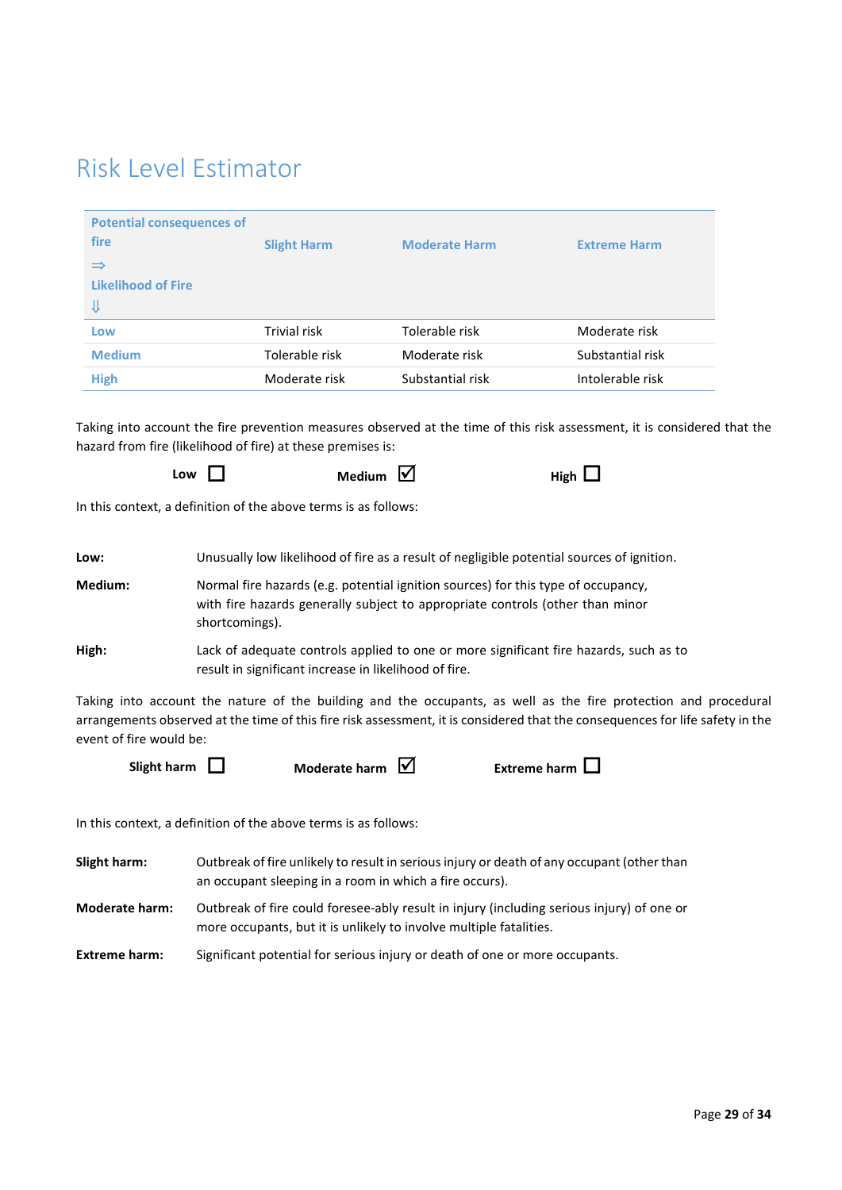# Risk Level Estimator

| Potential consequences of fire ⇒<br>Likelihood of Fire ⇓ | Slight Harm | Moderate Harm | Extreme Harm |
|---|---|---|---|
| Low | Trivial risk | Tolerable risk | Moderate risk |
| Medium | Tolerable risk | Moderate risk | Substantial risk |
| High | Moderate risk | Substantial risk | Intolerable risk |

Taking into account the fire prevention measures observed at the time of this risk assessment, it is considered that the hazard from fire (likelihood of fire) at these premises is:

**Low** ☐ **Medium** ☑ **High** ☐

In this context, a definition of the above terms is as follows:

**Low:** Unusually low likelihood of fire as a result of negligible potential sources of ignition.

**Medium:** Normal fire hazards (e.g. potential ignition sources) for this type of occupancy, with fire hazards generally subject to appropriate controls (other than minor shortcomings).

**High:** Lack of adequate controls applied to one or more significant fire hazards, such as to result in significant increase in likelihood of fire.

Taking into account the nature of the building and the occupants, as well as the fire protection and procedural arrangements observed at the time of this fire risk assessment, it is considered that the consequences for life safety in the event of fire would be:

**Slight harm** ☐ **Moderate harm** ☑ **Extreme harm** ☐

In this context, a definition of the above terms is as follows:

**Slight harm:** Outbreak of fire unlikely to result in serious injury or death of any occupant (other than an occupant sleeping in a room in which a fire occurs).

**Moderate harm:** Outbreak of fire could foresee-ably result in injury (including serious injury) of one or more occupants, but it is unlikely to involve multiple fatalities.

**Extreme harm:** Significant potential for serious injury or death of one or more occupants.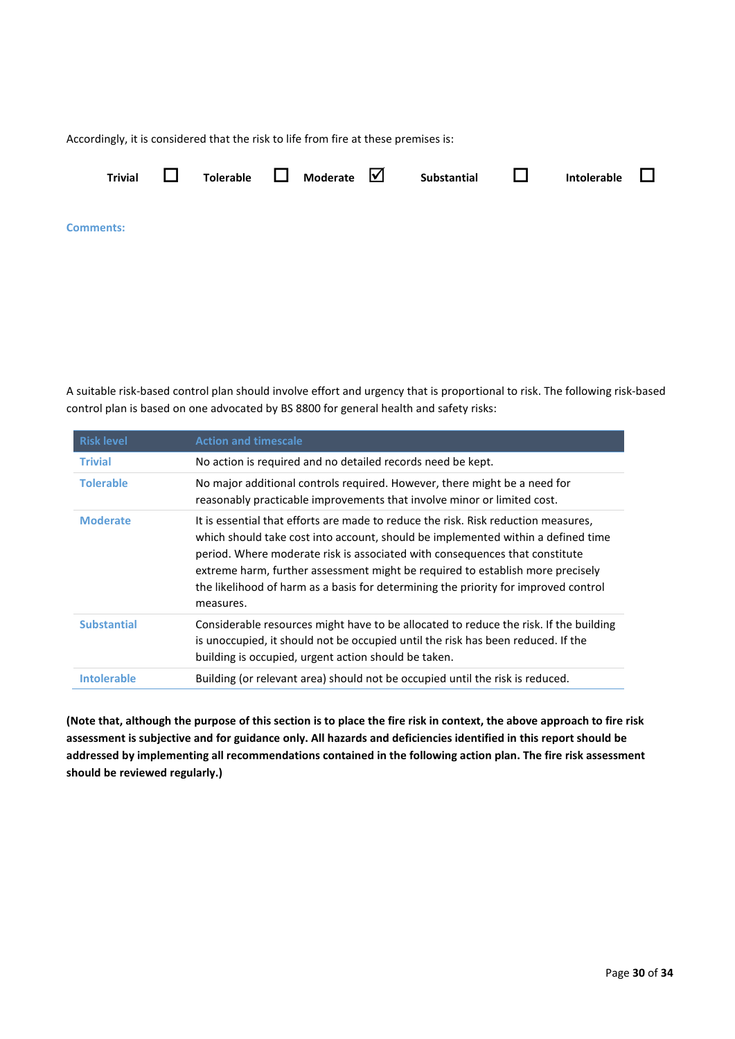Accordingly, it is considered that the risk to life from fire at these premises is:

**Trivial** ☐ **Tolerable** ☐ **Moderate** ☑ **Substantial** ☐ **Intolerable** ☐

**Comments:**

A suitable risk-based control plan should involve effort and urgency that is proportional to risk. The following risk-based control plan is based on one advocated by BS 8800 for general health and safety risks:

| Risk level | Action and timescale |
|---|---|
| **Trivial** | No action is required and no detailed records need be kept. |
| **Tolerable** | No major additional controls required. However, there might be a need for reasonably practicable improvements that involve minor or limited cost. |
| **Moderate** | It is essential that efforts are made to reduce the risk. Risk reduction measures, which should take cost into account, should be implemented within a defined time period. Where moderate risk is associated with consequences that constitute extreme harm, further assessment might be required to establish more precisely the likelihood of harm as a basis for determining the priority for improved control measures. |
| **Substantial** | Considerable resources might have to be allocated to reduce the risk. If the building is unoccupied, it should not be occupied until the risk has been reduced. If the building is occupied, urgent action should be taken. |
| **Intolerable** | Building (or relevant area) should not be occupied until the risk is reduced. |

**(Note that, although the purpose of this section is to place the fire risk in context, the above approach to fire risk assessment is subjective and for guidance only. All hazards and deficiencies identified in this report should be addressed by implementing all recommendations contained in the following action plan. The fire risk assessment should be reviewed regularly.)**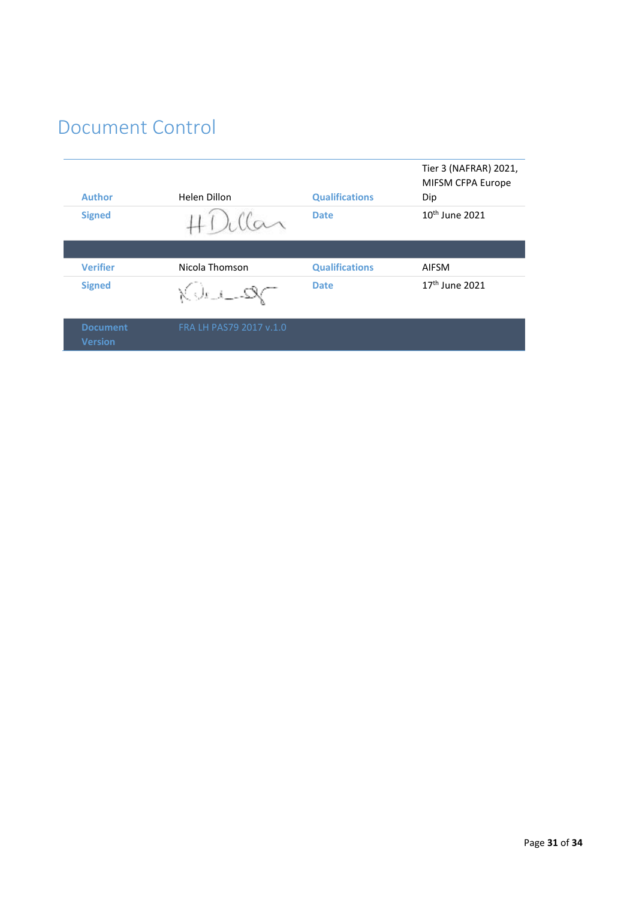# Document Control

| | | | |
|---|---|---|---|
| **Author** | Helen Dillon | **Qualifications** | Tier 3 (NAFRAR) 2021, MIFSM CFPA Europe Dip |
| **Signed** | | **Date** | 10th June 2021 |
| | | | |
| **Verifier** | Nicola Thomson | **Qualifications** | AIFSM |
| **Signed** | | **Date** | 17th June 2021 |
| **Document Version** | FRA LH PAS79 2017 v.1.0 | | |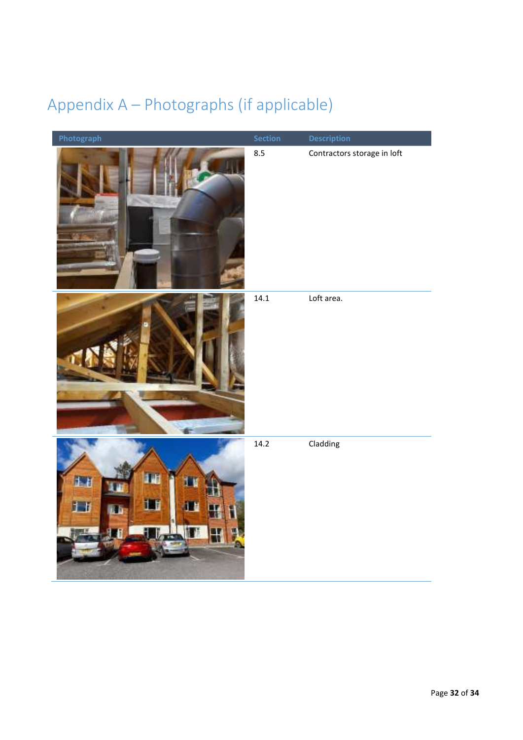# Appendix A – Photographs (if applicable)

| Photograph | Section | Description |
|---|---|---|
| | 8.5 | Contractors storage in loft |
| | 14.1 | Loft area. |
| | 14.2 | Cladding |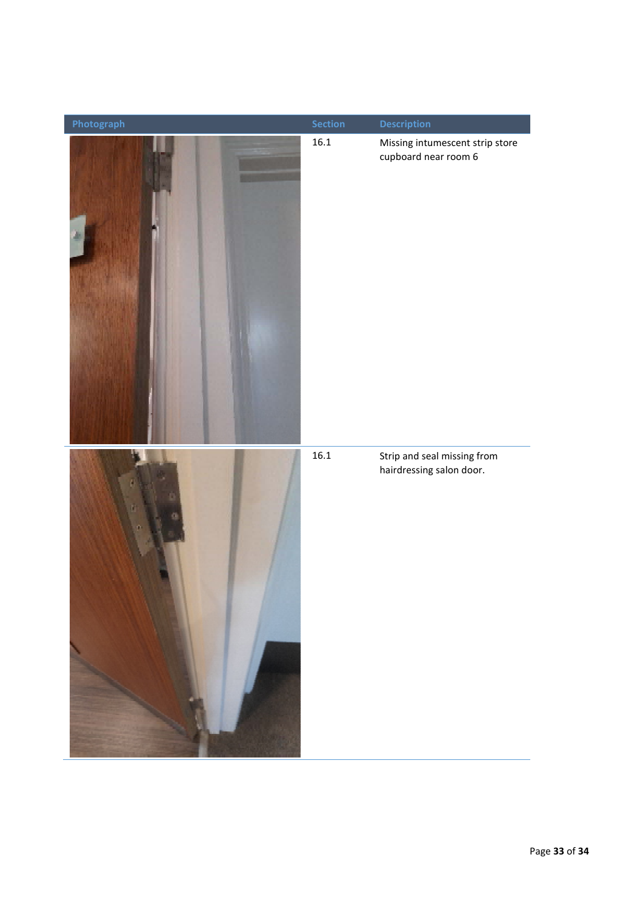| Photograph | Section | Description |
|---|---|---|
| | 16.1 | Missing intumescent strip store cupboard near room 6 |
| | 16.1 | Strip and seal missing from hairdressing salon door. |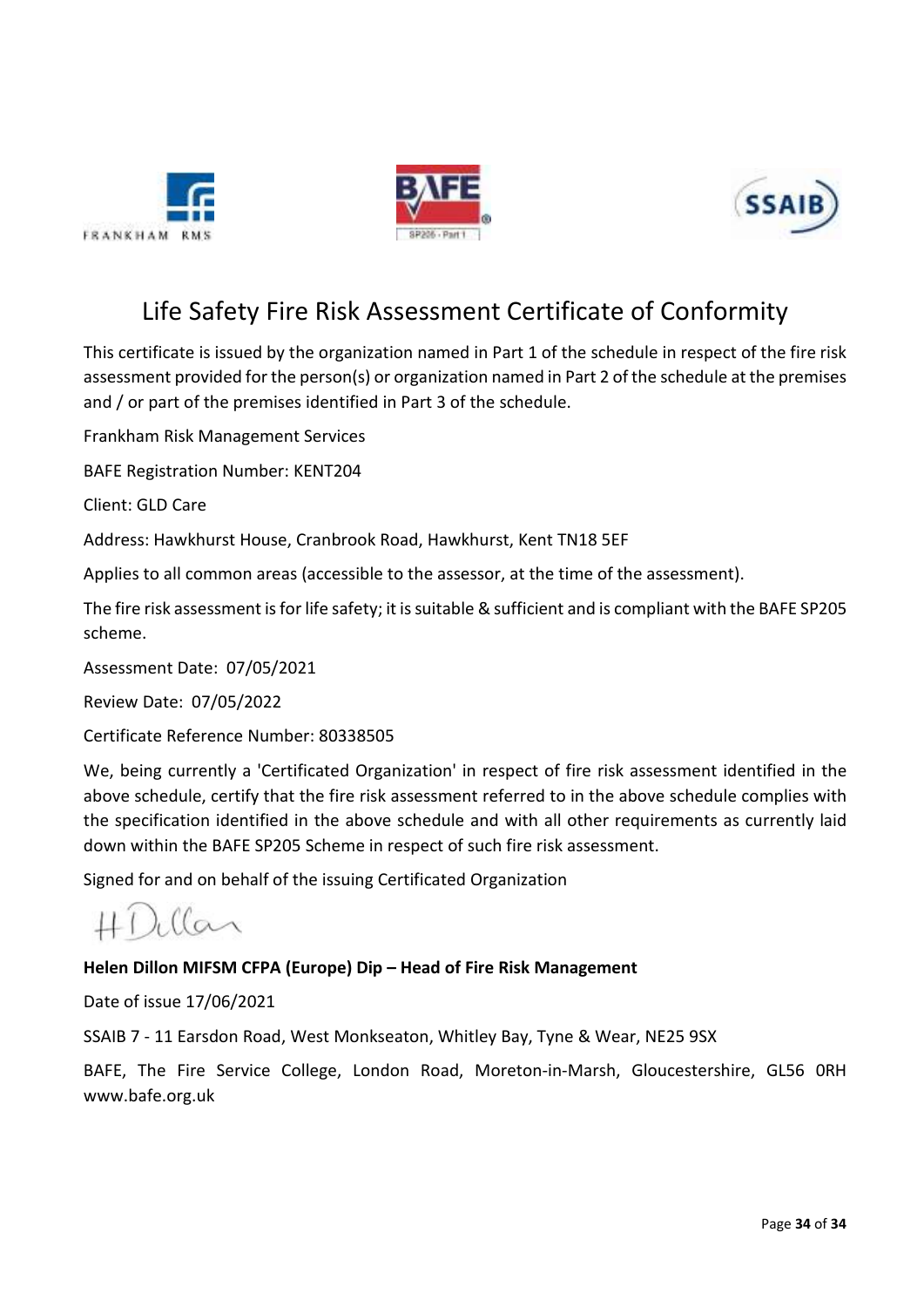# Life Safety Fire Risk Assessment Certificate of Conformity

This certificate is issued by the organization named in Part 1 of the schedule in respect of the fire risk assessment provided for the person(s) or organization named in Part 2 of the schedule at the premises and / or part of the premises identified in Part 3 of the schedule.

Frankham Risk Management Services

BAFE Registration Number: KENT204

Client: GLD Care

Address: Hawkhurst House, Cranbrook Road, Hawkhurst, Kent TN18 5EF

Applies to all common areas (accessible to the assessor, at the time of the assessment).

The fire risk assessment is for life safety; it is suitable & sufficient and is compliant with the BAFE SP205 scheme.

Assessment Date: 07/05/2021

Review Date: 07/05/2022

Certificate Reference Number: 80338505

We, being currently a 'Certificated Organization' in respect of fire risk assessment identified in the above schedule, certify that the fire risk assessment referred to in the above schedule complies with the specification identified in the above schedule and with all other requirements as currently laid down within the BAFE SP205 Scheme in respect of such fire risk assessment.

Signed for and on behalf of the issuing Certificated Organization

H Dillon

**Helen Dillon MIFSM CFPA (Europe) Dip – Head of Fire Risk Management**

Date of issue 17/06/2021

SSAIB 7 - 11 Earsdon Road, West Monkseaton, Whitley Bay, Tyne & Wear, NE25 9SX

BAFE, The Fire Service College, London Road, Moreton-in-Marsh, Gloucestershire, GL56 0RH www.bafe.org.uk